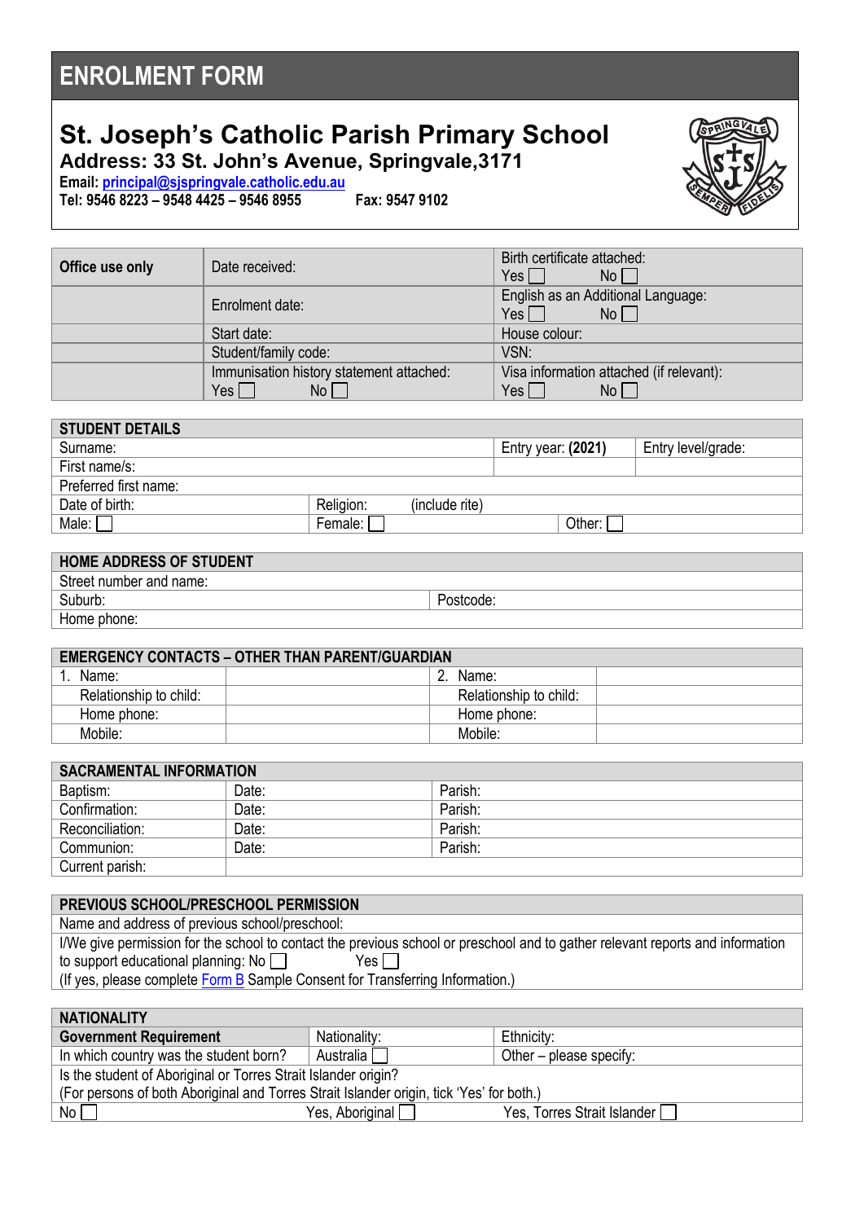# ENROLMENT FORM

## St. Joseph's Catholic Parish Primary School

**Address: 33 St. John's Avenue, Springvale,3171**

**Email: principal@sjspringvale.catholic.edu.au**

**Tel: 9546 8223 – 9548 4425 – 9546 8955 Fax: 9547 9102**

| | | |
|---|---|---|
| **Office use only** | Date received: | Birth certificate attached: Yes ☐ No ☐ |
| | Enrolment date: | English as an Additional Language: Yes ☐ No ☐ |
| | Start date: | House colour: |
| | Student/family code: | VSN: |
| | Immunisation history statement attached: Yes ☐ No ☐ | Visa information attached (if relevant): Yes ☐ No ☐ |

| **STUDENT DETAILS** | | | |
|---|---|---|---|
| Surname: | | Entry year: **(2021)** | Entry level/grade: |
| First name/s: | | | |
| Preferred first name: | | | |
| Date of birth: | Religion: (include rite) | | |
| Male: ☐ | Female: ☐ | Other: ☐ | |

| **HOME ADDRESS OF STUDENT** | |
|---|---|
| Street number and name: | |
| Suburb: | Postcode: |
| Home phone: | |

| **EMERGENCY CONTACTS – OTHER THAN PARENT/GUARDIAN** | | | |
|---|---|---|---|
| 1. Name: | | 2. Name: | |
| Relationship to child: | | Relationship to child: | |
| Home phone: | | Home phone: | |
| Mobile: | | Mobile: | |

| **SACRAMENTAL INFORMATION** | | |
|---|---|---|
| Baptism: | Date: | Parish: |
| Confirmation: | Date: | Parish: |
| Reconciliation: | Date: | Parish: |
| Communion: | Date: | Parish: |
| Current parish: | | |

| **PREVIOUS SCHOOL/PRESCHOOL PERMISSION** |
|---|
| Name and address of previous school/preschool: |
| I/We give permission for the school to contact the previous school or preschool and to gather relevant reports and information to support educational planning: No ☐ Yes ☐ (If yes, please complete Form B Sample Consent for Transferring Information.) |

| **NATIONALITY** | | |
|---|---|---|
| **Government Requirement** | Nationality: | Ethnicity: |
| In which country was the student born? | Australia ☐ | Other – please specify: |
| Is the student of Aboriginal or Torres Strait Islander origin? (For persons of both Aboriginal and Torres Strait Islander origin, tick 'Yes' for both.) | | |
| No ☐ | Yes, Aboriginal ☐ | Yes, Torres Strait Islander ☐ |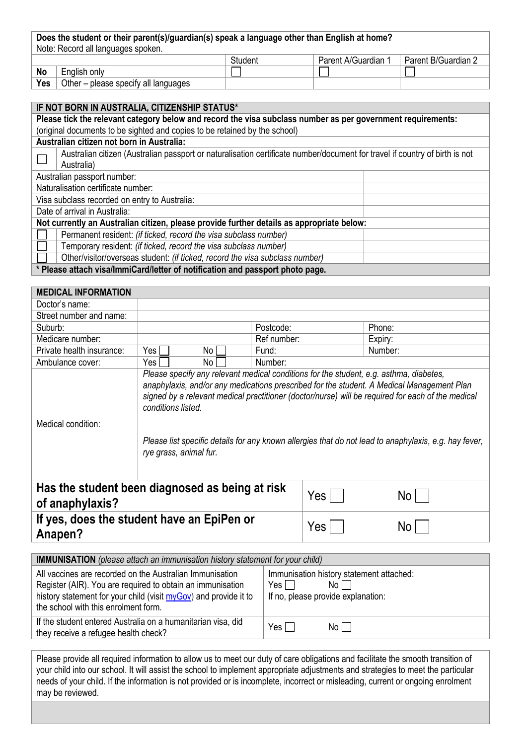| **Does the student or their parent(s)/guardian(s) speak a language other than English at home?** Note: Record all languages spoken. | | | | |
|---|---|---|---|---|
| | | Student | Parent A/Guardian 1 | Parent B/Guardian 2 |
| **No** | English only | ☐ | ☐ | ☐ |
| **Yes** | Other – please specify all languages | | | |

| **IF NOT BORN IN AUSTRALIA, CITIZENSHIP STATUS*** | | |
|---|---|---|
| **Please tick the relevant category below and record the visa subclass number as per government requirements:** (original documents to be sighted and copies to be retained by the school) | | |
| **Australian citizen not born in Australia:** | | |
| ☐ | Australian citizen (Australian passport or naturalisation certificate number/document for travel if country of birth is not Australia) | |
| Australian passport number: | | |
| Naturalisation certificate number: | | |
| Visa subclass recorded on entry to Australia: | | |
| Date of arrival in Australia: | | |
| **Not currently an Australian citizen, please provide further details as appropriate below:** | | |
| ☐ | Permanent resident: *(if ticked, record the visa subclass number)* | |
| ☐ | Temporary resident: *(if ticked, record the visa subclass number)* | |
| ☐ | Other/visitor/overseas student: *(if ticked, record the visa subclass number)* | |
| **\* Please attach visa/ImmiCard/letter of notification and passport photo page.** | | |

| **MEDICAL INFORMATION** | | | | |
|---|---|---|---|---|
| Doctor's name: | | | | |
| Street number and name: | | | | |
| Suburb: | | | Postcode: | Phone: |
| Medicare number: | | | Ref number: | Expiry: |
| Private health insurance: | Yes ☐ | No ☐ | Fund: | Number: |
| Ambulance cover: | Yes ☐ | No ☐ | Number: | |
| Medical condition: | *Please specify any relevant medical conditions for the student, e.g. asthma, diabetes, anaphylaxis, and/or any medications prescribed for the student. A Medical Management Plan signed by a relevant medical practitioner (doctor/nurse) will be required for each of the medical conditions listed.* <br><br> *Please list specific details for any known allergies that do not lead to anaphylaxis, e.g. hay fever, rye grass, animal fur.* | | | |

| | | |
|---|---|---|
| **Has the student been diagnosed as being at risk of anaphylaxis?** | Yes ☐ | No ☐ |
| **If yes, does the student have an EpiPen or Anapen?** | Yes ☐ | No ☐ |

| **IMMUNISATION** *(please attach an immunisation history statement for your child)* | |
|---|---|
| All vaccines are recorded on the Australian Immunisation Register (AIR). You are required to obtain an immunisation history statement for your child (visit myGov) and provide it to the school with this enrolment form. | Immunisation history statement attached: Yes ☐ No ☐ <br> If no, please provide explanation: |
| If the student entered Australia on a humanitarian visa, did they receive a refugee health check? | Yes ☐ No ☐ |

Please provide all required information to allow us to meet our duty of care obligations and facilitate the smooth transition of your child into our school. It will assist the school to implement appropriate adjustments and strategies to meet the particular needs of your child. If the information is not provided or is incomplete, incorrect or misleading, current or ongoing enrolment may be reviewed.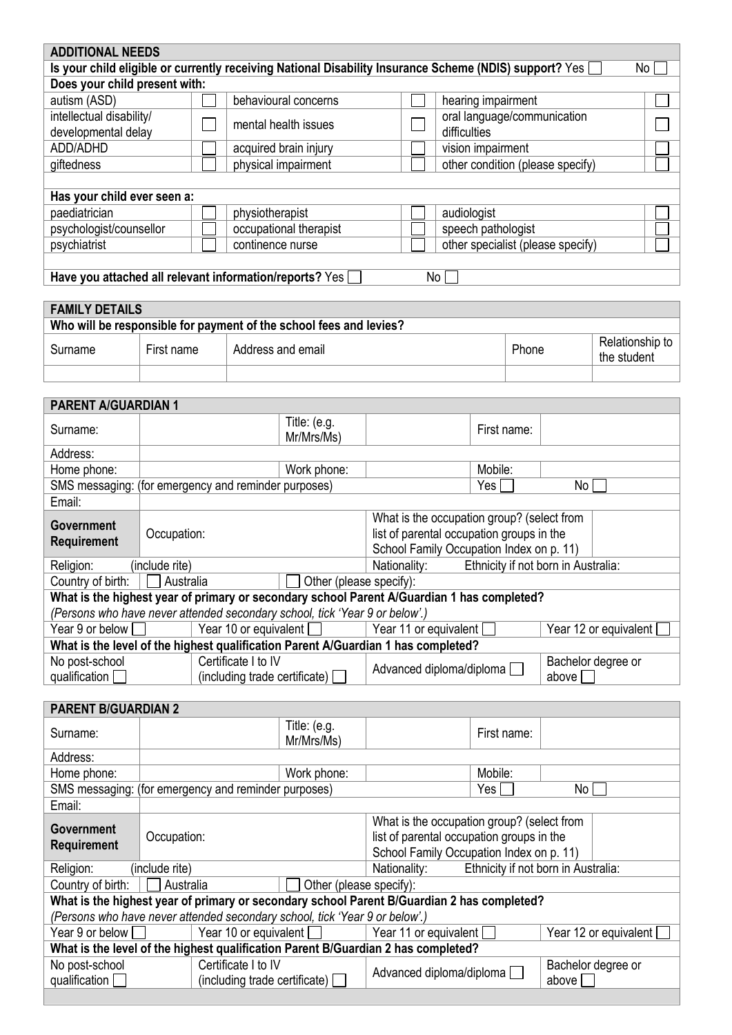## ADDITIONAL NEEDS

**Is your child eligible or currently receiving National Disability Insurance Scheme (NDIS) support?** Yes ☐ No ☐

**Does your child present with:**

| | | | | | |
|---|---|---|---|---|---|
| autism (ASD) | ☐ | behavioural concerns | ☐ | hearing impairment | ☐ |
| intellectual disability/ developmental delay | ☐ | mental health issues | ☐ | oral language/communication difficulties | ☐ |
| ADD/ADHD | ☐ | acquired brain injury | ☐ | vision impairment | ☐ |
| giftedness | ☐ | physical impairment | ☐ | other condition (please specify) | ☐ |

**Has your child ever seen a:**

| | | | | | |
|---|---|---|---|---|---|
| paediatrician | ☐ | physiotherapist | ☐ | audiologist | ☐ |
| psychologist/counsellor | ☐ | occupational therapist | ☐ | speech pathologist | ☐ |
| psychiatrist | ☐ | continence nurse | ☐ | other specialist (please specify) | ☐ |

**Have you attached all relevant information/reports?** Yes ☐ No ☐

## FAMILY DETAILS

**Who will be responsible for payment of the school fees and levies?**

| Surname | First name | Address and email | Phone | Relationship to the student |
|---|---|---|---|---|
| | | | | |

## PARENT A/GUARDIAN 1

| | | | | | |
|---|---|---|---|---|---|
| Surname: | | Title: (e.g. Mr/Mrs/Ms) | | First name: | |
| Address: | | | | | |
| Home phone: | | Work phone: | | Mobile: | |
| SMS messaging: (for emergency and reminder purposes) | | | | Yes ☐ | No ☐ |
| Email: | | | | | |
| **Government Requirement** | Occupation: | | What is the occupation group? (select from list of parental occupation groups in the School Family Occupation Index on p. 11) | | |
| Religion: (include rite) | | | Nationality: | Ethnicity if not born in Australia: | |
| Country of birth: | ☐ Australia | ☐ Other (please specify): | | | |

**What is the highest year of primary or secondary school Parent A/Guardian 1 has completed?**
*(Persons who have never attended secondary school, tick 'Year 9 or below'.)*

Year 9 or below ☐ | Year 10 or equivalent ☐ | Year 11 or equivalent ☐ | Year 12 or equivalent ☐

**What is the level of the highest qualification Parent A/Guardian 1 has completed?**

No post-school qualification ☐ | Certificate I to IV (including trade certificate) ☐ | Advanced diploma/diploma ☐ | Bachelor degree or above ☐

## PARENT B/GUARDIAN 2

| | | | | | |
|---|---|---|---|---|---|
| Surname: | | Title: (e.g. Mr/Mrs/Ms) | | First name: | |
| Address: | | | | | |
| Home phone: | | Work phone: | | Mobile: | |
| SMS messaging: (for emergency and reminder purposes) | | | | Yes ☐ | No ☐ |
| Email: | | | | | |
| **Government Requirement** | Occupation: | | What is the occupation group? (select from list of parental occupation groups in the School Family Occupation Index on p. 11) | | |
| Religion: (include rite) | | | Nationality: | Ethnicity if not born in Australia: | |
| Country of birth: | ☐ Australia | ☐ Other (please specify): | | | |

**What is the highest year of primary or secondary school Parent B/Guardian 2 has completed?**
*(Persons who have never attended secondary school, tick 'Year 9 or below'.)*

Year 9 or below ☐ | Year 10 or equivalent ☐ | Year 11 or equivalent ☐ | Year 12 or equivalent ☐

**What is the level of the highest qualification Parent B/Guardian 2 has completed?**

No post-school qualification ☐ | Certificate I to IV (including trade certificate) ☐ | Advanced diploma/diploma ☐ | Bachelor degree or above ☐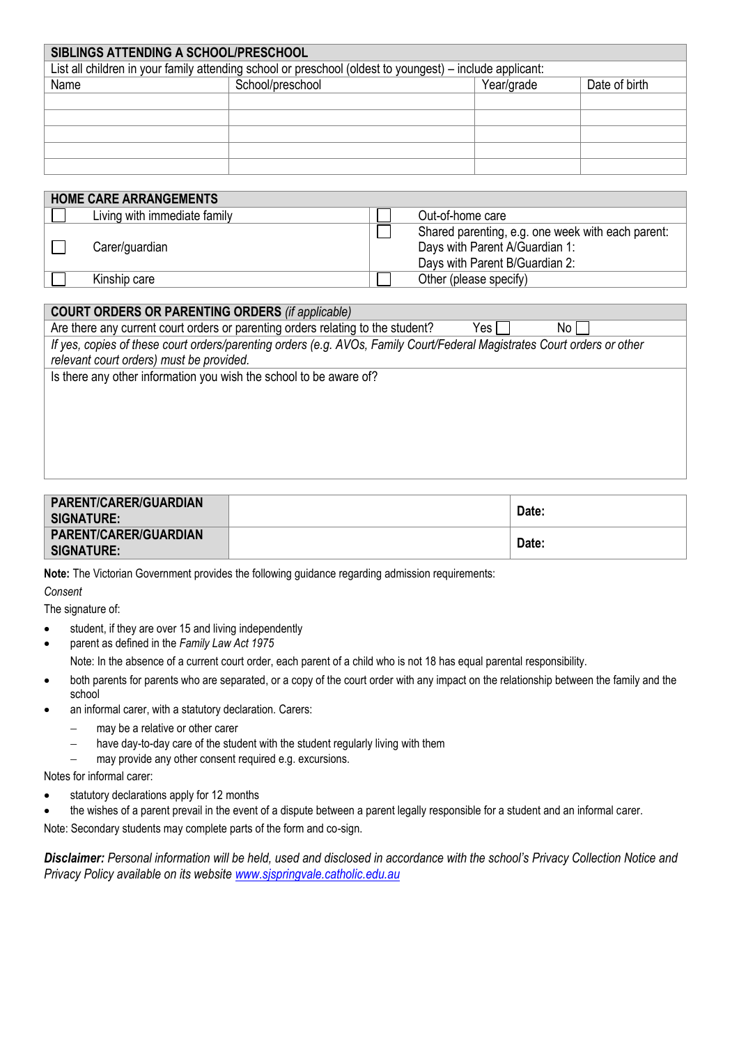| SIBLINGS ATTENDING A SCHOOL/PRESCHOOL | | | |
|---|---|---|---|
| List all children in your family attending school or preschool (oldest to youngest) – include applicant: | | | |
| Name | School/preschool | Year/grade | Date of birth |
| | | | |
| | | | |
| | | | |
| | | | |
| | | | |

| HOME CARE ARRANGEMENTS | | | |
|---|---|---|---|
| ☐ | Living with immediate family | ☐ | Out-of-home care |
| ☐ | Carer/guardian | ☐ | Shared parenting, e.g. one week with each parent: Days with Parent A/Guardian 1: Days with Parent B/Guardian 2: |
| ☐ | Kinship care | ☐ | Other (please specify) |

| **COURT ORDERS OR PARENTING ORDERS** *(if applicable)* |
|---|
| Are there any current court orders or parenting orders relating to the student? Yes ☐ No ☐ |
| *If yes, copies of these court orders/parenting orders (e.g. AVOs, Family Court/Federal Magistrates Court orders or other relevant court orders) must be provided.* |
| Is there any other information you wish the school to be aware of? |

| | | |
|---|---|---|
| **PARENT/CARER/GUARDIAN SIGNATURE:** | | **Date:** |
| **PARENT/CARER/GUARDIAN SIGNATURE:** | | **Date:** |

**Note:** The Victorian Government provides the following guidance regarding admission requirements:

*Consent*

The signature of:

- student, if they are over 15 and living independently
- parent as defined in the *Family Law Act 1975*

  Note: In the absence of a current court order, each parent of a child who is not 18 has equal parental responsibility.
- both parents for parents who are separated, or a copy of the court order with any impact on the relationship between the family and the school
- an informal carer, with a statutory declaration. Carers:
  - may be a relative or other carer
  - have day-to-day care of the student with the student regularly living with them
  - may provide any other consent required e.g. excursions.

Notes for informal carer:

- statutory declarations apply for 12 months
- the wishes of a parent prevail in the event of a dispute between a parent legally responsible for a student and an informal carer.

Note: Secondary students may complete parts of the form and co-sign.

***Disclaimer:*** *Personal information will be held, used and disclosed in accordance with the school's Privacy Collection Notice and Privacy Policy available on its website [www.sjspringvale.catholic.edu.au](www.sjspringvale.catholic.edu.au)*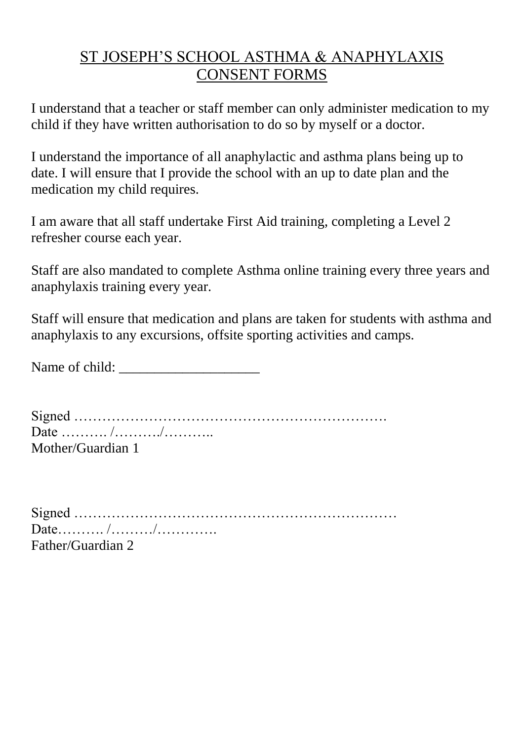# ST JOSEPH'S SCHOOL ASTHMA & ANAPHYLAXIS CONSENT FORMS

I understand that a teacher or staff member can only administer medication to my child if they have written authorisation to do so by myself or a doctor.

I understand the importance of all anaphylactic and asthma plans being up to date. I will ensure that I provide the school with an up to date plan and the medication my child requires.

I am aware that all staff undertake First Aid training, completing a Level 2 refresher course each year.

Staff are also mandated to complete Asthma online training every three years and anaphylaxis training every year.

Staff will ensure that medication and plans are taken for students with asthma and anaphylaxis to any excursions, offsite sporting activities and camps.

Name of child: ____________________

Signed ………………………………………………………….
Date ………. /………./………..
Mother/Guardian 1

Signed ……………………………………………………………
Date………. /………/………….
Father/Guardian 2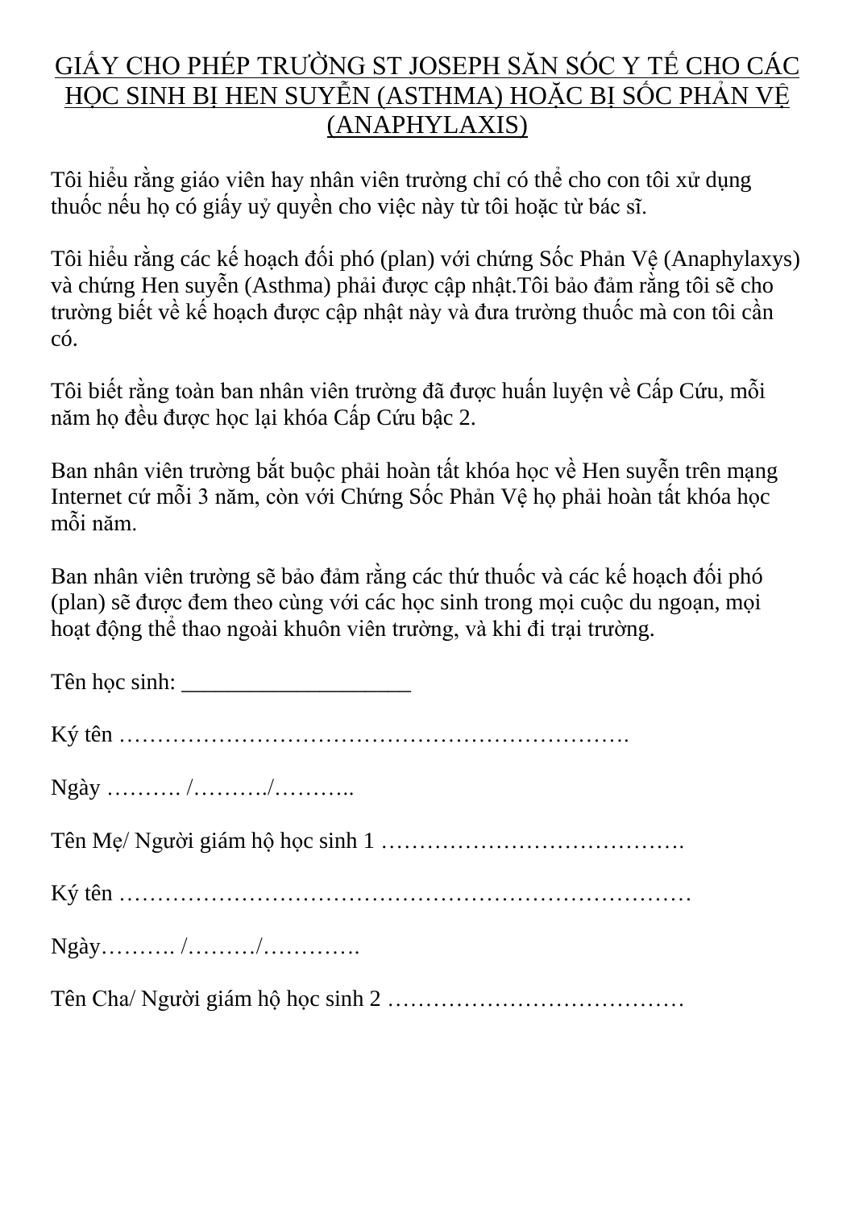# GIẤY CHO PHÉP TRƯỜNG ST JOSEPH SĂN SÓC Y TẾ CHO CÁC HỌC SINH BỊ HEN SUYỄN (ASTHMA) HOẶC BỊ SỐC PHẢN VỆ (ANAPHYLAXIS)

Tôi hiểu rằng giáo viên hay nhân viên trường chỉ có thể cho con tôi xử dụng thuốc nếu họ có giấy uỷ quyền cho việc này từ tôi hoặc từ bác sĩ.

Tôi hiểu rằng các kế hoạch đối phó (plan) với chứng Sốc Phản Vệ (Anaphylaxys) và chứng Hen suyễn (Asthma) phải được cập nhật.Tôi bảo đảm rằng tôi sẽ cho trường biết về kế hoạch được cập nhật này và đưa trường thuốc mà con tôi cần có.

Tôi biết rằng toàn ban nhân viên trường đã được huấn luyện về Cấp Cứu, mỗi năm họ đều được học lại khóa Cấp Cứu bậc 2.

Ban nhân viên trường bắt buộc phải hoàn tất khóa học về Hen suyễn trên mạng Internet cứ mỗi 3 năm, còn với Chứng Sốc Phản Vệ họ phải hoàn tất khóa học mỗi năm.

Ban nhân viên trường sẽ bảo đảm rằng các thứ thuốc và các kế hoạch đối phó (plan) sẽ được đem theo cùng với các học sinh trong mọi cuộc du ngoạn, mọi hoạt động thể thao ngoài khuôn viên trường, và khi đi trại trường.

Tên học sinh: ___________________

Ký tên ………………………………………………………….

Ngày ………. /………./………..

Tên Mẹ/ Người giám hộ học sinh 1 ………………………………….

Ký tên …………………………………………………………………

Ngày………. /………/………….

Tên Cha/ Người giám hộ học sinh 2 …………………………………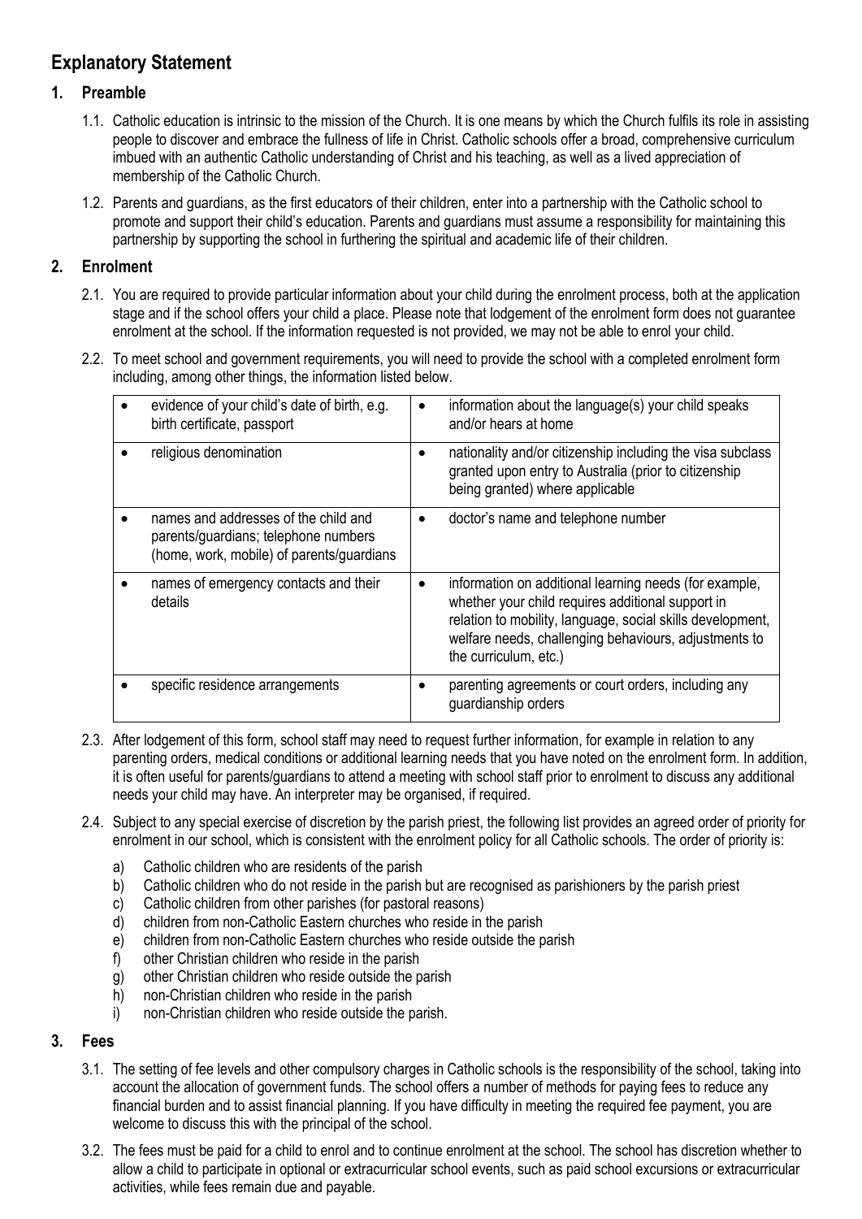# Explanatory Statement

## 1. Preamble

1.1. Catholic education is intrinsic to the mission of the Church. It is one means by which the Church fulfils its role in assisting people to discover and embrace the fullness of life in Christ. Catholic schools offer a broad, comprehensive curriculum imbued with an authentic Catholic understanding of Christ and his teaching, as well as a lived appreciation of membership of the Catholic Church.

1.2. Parents and guardians, as the first educators of their children, enter into a partnership with the Catholic school to promote and support their child's education. Parents and guardians must assume a responsibility for maintaining this partnership by supporting the school in furthering the spiritual and academic life of their children.

## 2. Enrolment

2.1. You are required to provide particular information about your child during the enrolment process, both at the application stage and if the school offers your child a place. Please note that lodgement of the enrolment form does not guarantee enrolment at the school. If the information requested is not provided, we may not be able to enrol your child.

2.2. To meet school and government requirements, you will need to provide the school with a completed enrolment form including, among other things, the information listed below.

| | |
|---|---|
| • evidence of your child's date of birth, e.g. birth certificate, passport | • information about the language(s) your child speaks and/or hears at home |
| • religious denomination | • nationality and/or citizenship including the visa subclass granted upon entry to Australia (prior to citizenship being granted) where applicable |
| • names and addresses of the child and parents/guardians; telephone numbers (home, work, mobile) of parents/guardians | • doctor's name and telephone number |
| • names of emergency contacts and their details | • information on additional learning needs (for example, whether your child requires additional support in relation to mobility, language, social skills development, welfare needs, challenging behaviours, adjustments to the curriculum, etc.) |
| • specific residence arrangements | • parenting agreements or court orders, including any guardianship orders |

2.3. After lodgement of this form, school staff may need to request further information, for example in relation to any parenting orders, medical conditions or additional learning needs that you have noted on the enrolment form. In addition, it is often useful for parents/guardians to attend a meeting with school staff prior to enrolment to discuss any additional needs your child may have. An interpreter may be organised, if required.

2.4. Subject to any special exercise of discretion by the parish priest, the following list provides an agreed order of priority for enrolment in our school, which is consistent with the enrolment policy for all Catholic schools. The order of priority is:

a) Catholic children who are residents of the parish
b) Catholic children who do not reside in the parish but are recognised as parishioners by the parish priest
c) Catholic children from other parishes (for pastoral reasons)
d) children from non-Catholic Eastern churches who reside in the parish
e) children from non-Catholic Eastern churches who reside outside the parish
f) other Christian children who reside in the parish
g) other Christian children who reside outside the parish
h) non-Christian children who reside in the parish
i) non-Christian children who reside outside the parish.

## 3. Fees

3.1. The setting of fee levels and other compulsory charges in Catholic schools is the responsibility of the school, taking into account the allocation of government funds. The school offers a number of methods for paying fees to reduce any financial burden and to assist financial planning. If you have difficulty in meeting the required fee payment, you are welcome to discuss this with the principal of the school.

3.2. The fees must be paid for a child to enrol and to continue enrolment at the school. The school has discretion whether to allow a child to participate in optional or extracurricular school events, such as paid school excursions or extracurricular activities, while fees remain due and payable.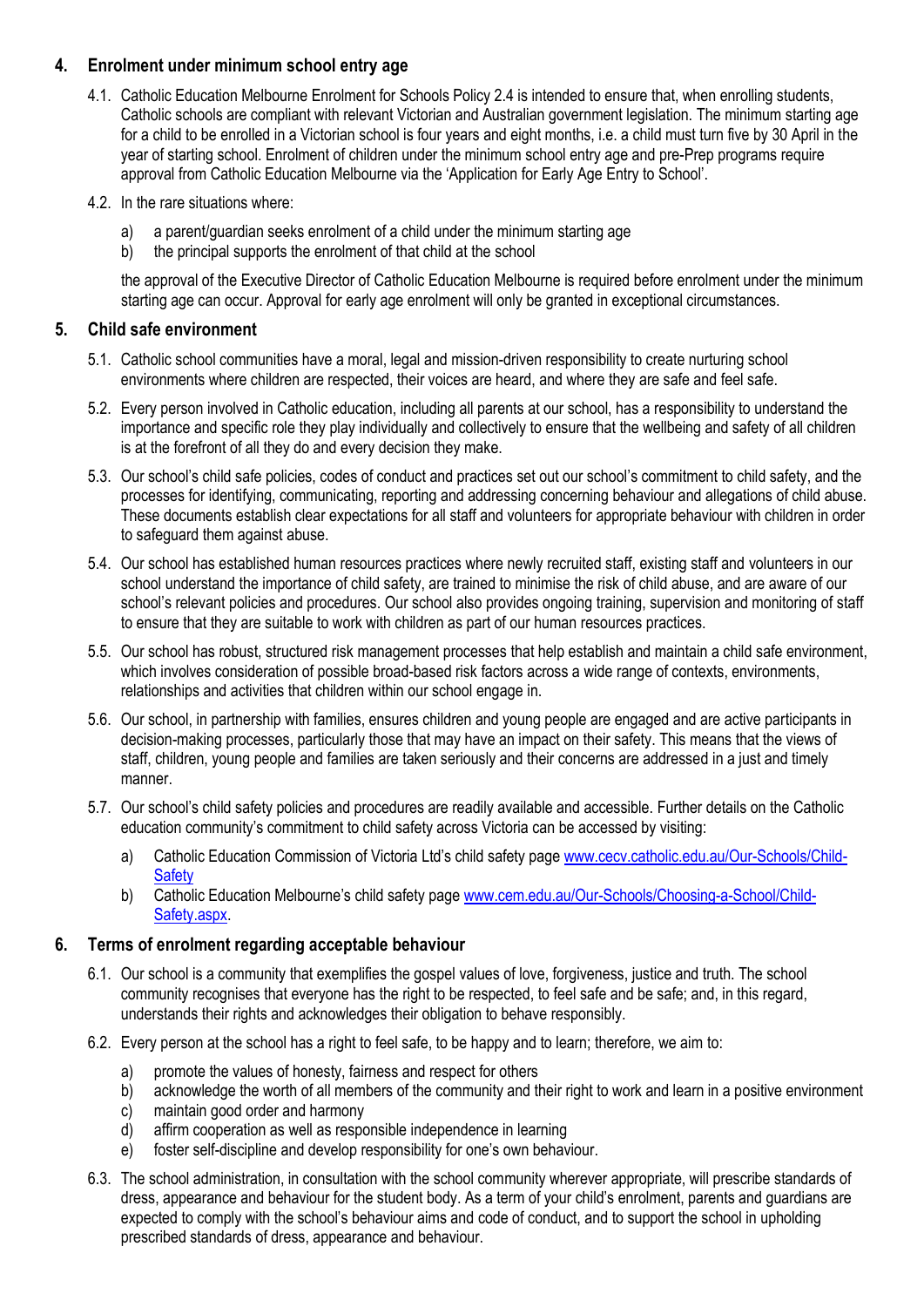## 4. Enrolment under minimum school entry age

4.1. Catholic Education Melbourne Enrolment for Schools Policy 2.4 is intended to ensure that, when enrolling students, Catholic schools are compliant with relevant Victorian and Australian government legislation. The minimum starting age for a child to be enrolled in a Victorian school is four years and eight months, i.e. a child must turn five by 30 April in the year of starting school. Enrolment of children under the minimum school entry age and pre-Prep programs require approval from Catholic Education Melbourne via the 'Application for Early Age Entry to School'.

4.2. In the rare situations where:

a) a parent/guardian seeks enrolment of a child under the minimum starting age
b) the principal supports the enrolment of that child at the school

the approval of the Executive Director of Catholic Education Melbourne is required before enrolment under the minimum starting age can occur. Approval for early age enrolment will only be granted in exceptional circumstances.

## 5. Child safe environment

5.1. Catholic school communities have a moral, legal and mission-driven responsibility to create nurturing school environments where children are respected, their voices are heard, and where they are safe and feel safe.

5.2. Every person involved in Catholic education, including all parents at our school, has a responsibility to understand the importance and specific role they play individually and collectively to ensure that the wellbeing and safety of all children is at the forefront of all they do and every decision they make.

5.3. Our school's child safe policies, codes of conduct and practices set out our school's commitment to child safety, and the processes for identifying, communicating, reporting and addressing concerning behaviour and allegations of child abuse. These documents establish clear expectations for all staff and volunteers for appropriate behaviour with children in order to safeguard them against abuse.

5.4. Our school has established human resources practices where newly recruited staff, existing staff and volunteers in our school understand the importance of child safety, are trained to minimise the risk of child abuse, and are aware of our school's relevant policies and procedures. Our school also provides ongoing training, supervision and monitoring of staff to ensure that they are suitable to work with children as part of our human resources practices.

5.5. Our school has robust, structured risk management processes that help establish and maintain a child safe environment, which involves consideration of possible broad-based risk factors across a wide range of contexts, environments, relationships and activities that children within our school engage in.

5.6. Our school, in partnership with families, ensures children and young people are engaged and are active participants in decision-making processes, particularly those that may have an impact on their safety. This means that the views of staff, children, young people and families are taken seriously and their concerns are addressed in a just and timely manner.

5.7. Our school's child safety policies and procedures are readily available and accessible. Further details on the Catholic education community's commitment to child safety across Victoria can be accessed by visiting:

a) Catholic Education Commission of Victoria Ltd's child safety page [www.cecv.catholic.edu.au/Our-Schools/Child-Safety](www.cecv.catholic.edu.au/Our-Schools/Child-Safety)
b) Catholic Education Melbourne's child safety page [www.cem.edu.au/Our-Schools/Choosing-a-School/Child-Safety.aspx](www.cem.edu.au/Our-Schools/Choosing-a-School/Child-Safety.aspx).

## 6. Terms of enrolment regarding acceptable behaviour

6.1. Our school is a community that exemplifies the gospel values of love, forgiveness, justice and truth. The school community recognises that everyone has the right to be respected, to feel safe and be safe; and, in this regard, understands their rights and acknowledges their obligation to behave responsibly.

6.2. Every person at the school has a right to feel safe, to be happy and to learn; therefore, we aim to:

a) promote the values of honesty, fairness and respect for others
b) acknowledge the worth of all members of the community and their right to work and learn in a positive environment
c) maintain good order and harmony
d) affirm cooperation as well as responsible independence in learning
e) foster self-discipline and develop responsibility for one's own behaviour.

6.3. The school administration, in consultation with the school community wherever appropriate, will prescribe standards of dress, appearance and behaviour for the student body. As a term of your child's enrolment, parents and guardians are expected to comply with the school's behaviour aims and code of conduct, and to support the school in upholding prescribed standards of dress, appearance and behaviour.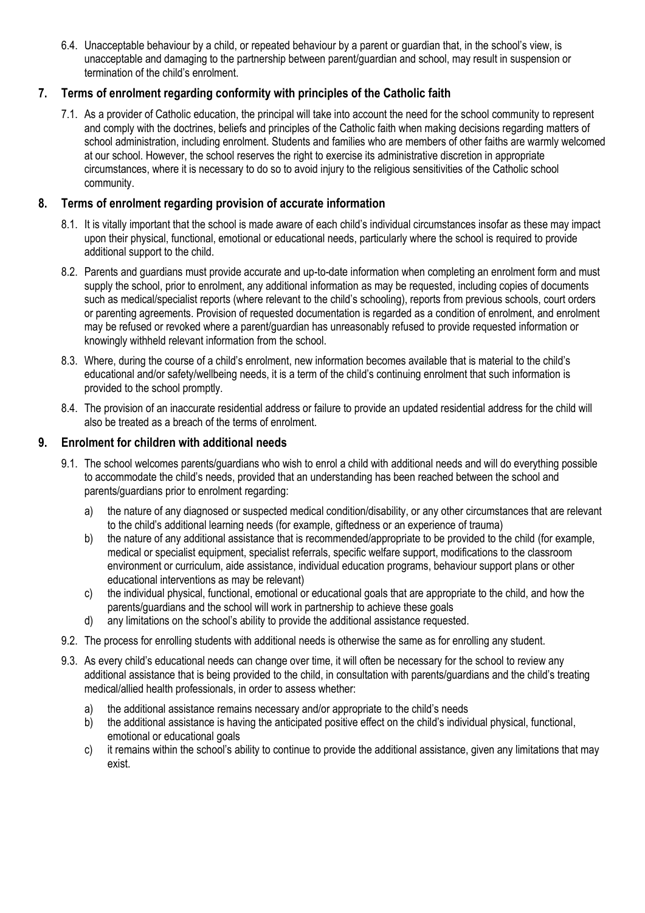6.4. Unacceptable behaviour by a child, or repeated behaviour by a parent or guardian that, in the school's view, is unacceptable and damaging to the partnership between parent/guardian and school, may result in suspension or termination of the child's enrolment.

## 7. Terms of enrolment regarding conformity with principles of the Catholic faith

7.1. As a provider of Catholic education, the principal will take into account the need for the school community to represent and comply with the doctrines, beliefs and principles of the Catholic faith when making decisions regarding matters of school administration, including enrolment. Students and families who are members of other faiths are warmly welcomed at our school. However, the school reserves the right to exercise its administrative discretion in appropriate circumstances, where it is necessary to do so to avoid injury to the religious sensitivities of the Catholic school community.

## 8. Terms of enrolment regarding provision of accurate information

8.1. It is vitally important that the school is made aware of each child's individual circumstances insofar as these may impact upon their physical, functional, emotional or educational needs, particularly where the school is required to provide additional support to the child.

8.2. Parents and guardians must provide accurate and up-to-date information when completing an enrolment form and must supply the school, prior to enrolment, any additional information as may be requested, including copies of documents such as medical/specialist reports (where relevant to the child's schooling), reports from previous schools, court orders or parenting agreements. Provision of requested documentation is regarded as a condition of enrolment, and enrolment may be refused or revoked where a parent/guardian has unreasonably refused to provide requested information or knowingly withheld relevant information from the school.

8.3. Where, during the course of a child's enrolment, new information becomes available that is material to the child's educational and/or safety/wellbeing needs, it is a term of the child's continuing enrolment that such information is provided to the school promptly.

8.4. The provision of an inaccurate residential address or failure to provide an updated residential address for the child will also be treated as a breach of the terms of enrolment.

## 9. Enrolment for children with additional needs

9.1. The school welcomes parents/guardians who wish to enrol a child with additional needs and will do everything possible to accommodate the child's needs, provided that an understanding has been reached between the school and parents/guardians prior to enrolment regarding:

a) the nature of any diagnosed or suspected medical condition/disability, or any other circumstances that are relevant to the child's additional learning needs (for example, giftedness or an experience of trauma)

b) the nature of any additional assistance that is recommended/appropriate to be provided to the child (for example, medical or specialist equipment, specialist referrals, specific welfare support, modifications to the classroom environment or curriculum, aide assistance, individual education programs, behaviour support plans or other educational interventions as may be relevant)

c) the individual physical, functional, emotional or educational goals that are appropriate to the child, and how the parents/guardians and the school will work in partnership to achieve these goals

d) any limitations on the school's ability to provide the additional assistance requested.

9.2. The process for enrolling students with additional needs is otherwise the same as for enrolling any student.

9.3. As every child's educational needs can change over time, it will often be necessary for the school to review any additional assistance that is being provided to the child, in consultation with parents/guardians and the child's treating medical/allied health professionals, in order to assess whether:

a) the additional assistance remains necessary and/or appropriate to the child's needs

b) the additional assistance is having the anticipated positive effect on the child's individual physical, functional, emotional or educational goals

c) it remains within the school's ability to continue to provide the additional assistance, given any limitations that may exist.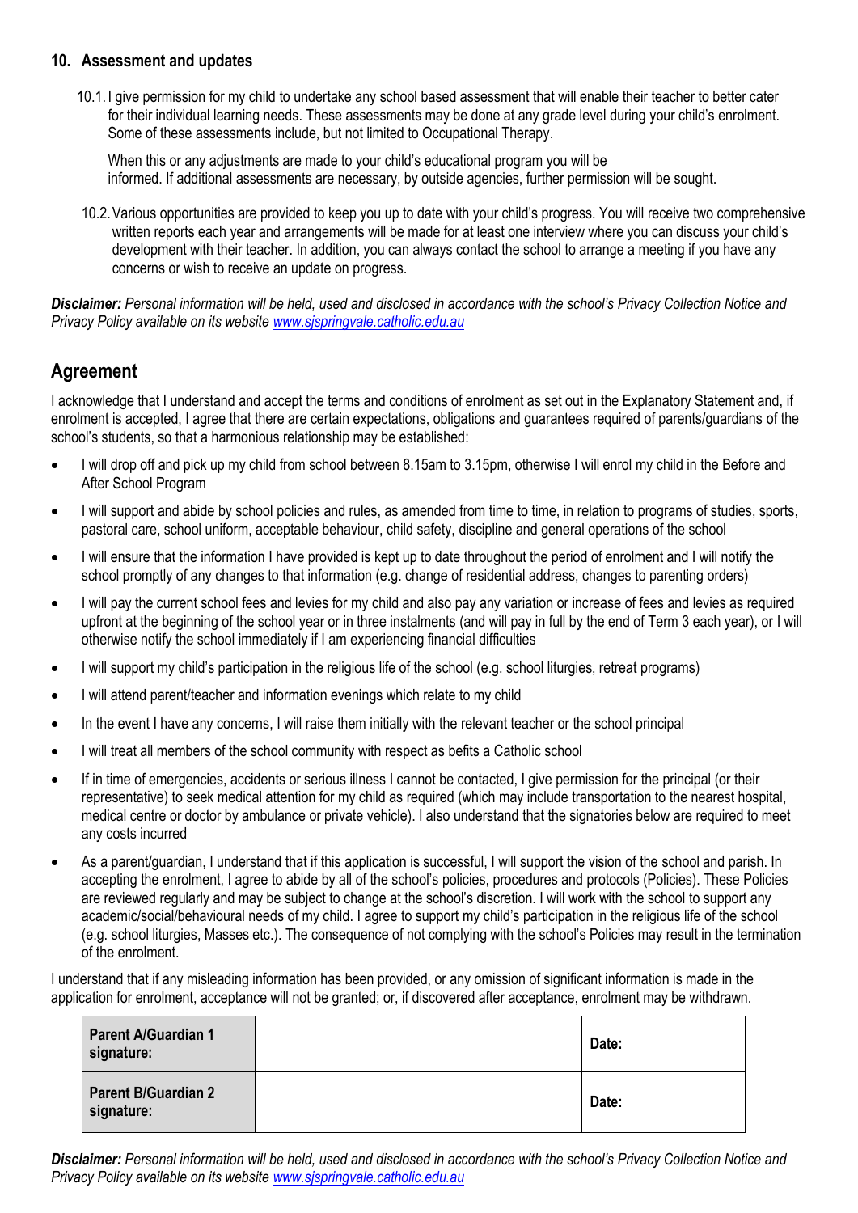### 10. Assessment and updates

10.1. I give permission for my child to undertake any school based assessment that will enable their teacher to better cater for their individual learning needs. These assessments may be done at any grade level during your child's enrolment. Some of these assessments include, but not limited to Occupational Therapy.

When this or any adjustments are made to your child's educational program you will be informed. If additional assessments are necessary, by outside agencies, further permission will be sought.

10.2. Various opportunities are provided to keep you up to date with your child's progress. You will receive two comprehensive written reports each year and arrangements will be made for at least one interview where you can discuss your child's development with their teacher. In addition, you can always contact the school to arrange a meeting if you have any concerns or wish to receive an update on progress.

***Disclaimer:*** *Personal information will be held, used and disclosed in accordance with the school's Privacy Collection Notice and Privacy Policy available on its website [www.sjspringvale.catholic.edu.au](http://www.sjspringvale.catholic.edu.au)*

## Agreement

I acknowledge that I understand and accept the terms and conditions of enrolment as set out in the Explanatory Statement and, if enrolment is accepted, I agree that there are certain expectations, obligations and guarantees required of parents/guardians of the school's students, so that a harmonious relationship may be established:

- I will drop off and pick up my child from school between 8.15am to 3.15pm, otherwise I will enrol my child in the Before and After School Program
- I will support and abide by school policies and rules, as amended from time to time, in relation to programs of studies, sports, pastoral care, school uniform, acceptable behaviour, child safety, discipline and general operations of the school
- I will ensure that the information I have provided is kept up to date throughout the period of enrolment and I will notify the school promptly of any changes to that information (e.g. change of residential address, changes to parenting orders)
- I will pay the current school fees and levies for my child and also pay any variation or increase of fees and levies as required upfront at the beginning of the school year or in three instalments (and will pay in full by the end of Term 3 each year), or I will otherwise notify the school immediately if I am experiencing financial difficulties
- I will support my child's participation in the religious life of the school (e.g. school liturgies, retreat programs)
- I will attend parent/teacher and information evenings which relate to my child
- In the event I have any concerns, I will raise them initially with the relevant teacher or the school principal
- I will treat all members of the school community with respect as befits a Catholic school
- If in time of emergencies, accidents or serious illness I cannot be contacted, I give permission for the principal (or their representative) to seek medical attention for my child as required (which may include transportation to the nearest hospital, medical centre or doctor by ambulance or private vehicle). I also understand that the signatories below are required to meet any costs incurred
- As a parent/guardian, I understand that if this application is successful, I will support the vision of the school and parish. In accepting the enrolment, I agree to abide by all of the school's policies, procedures and protocols (Policies). These Policies are reviewed regularly and may be subject to change at the school's discretion. I will work with the school to support any academic/social/behavioural needs of my child. I agree to support my child's participation in the religious life of the school (e.g. school liturgies, Masses etc.). The consequence of not complying with the school's Policies may result in the termination of the enrolment.

I understand that if any misleading information has been provided, or any omission of significant information is made in the application for enrolment, acceptance will not be granted; or, if discovered after acceptance, enrolment may be withdrawn.

| | | |
|---|---|---|
| **Parent A/Guardian 1 signature:** | | **Date:** |
| **Parent B/Guardian 2 signature:** | | **Date:** |

***Disclaimer:*** *Personal information will be held, used and disclosed in accordance with the school's Privacy Collection Notice and Privacy Policy available on its website [www.sjspringvale.catholic.edu.au](http://www.sjspringvale.catholic.edu.au)*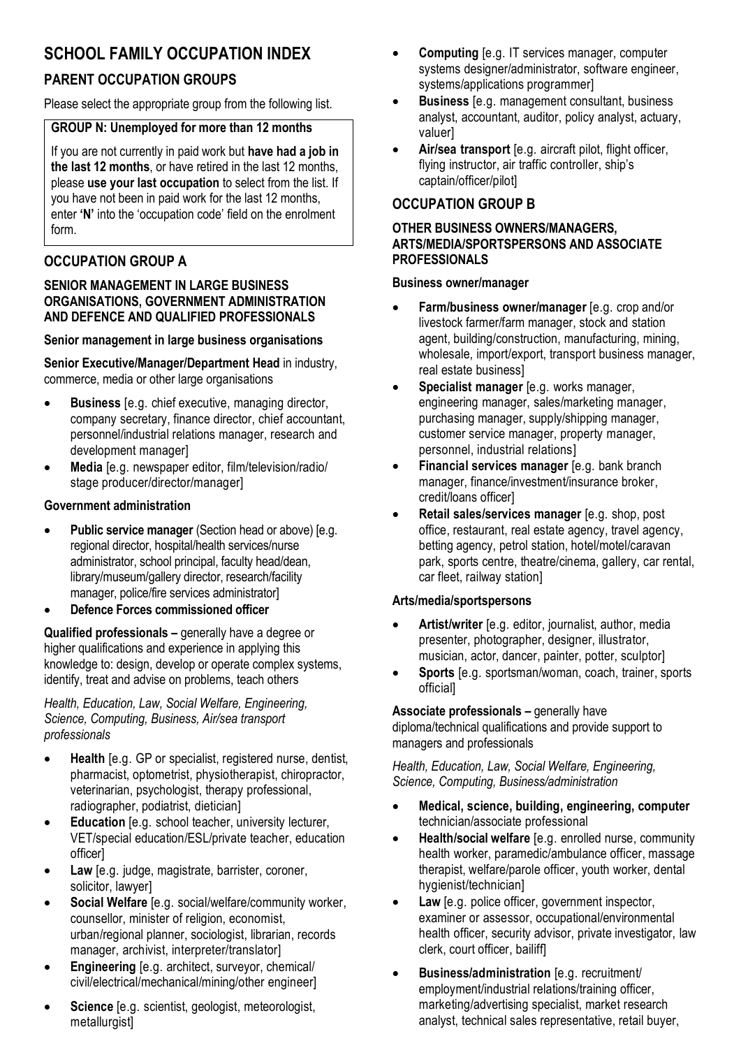# SCHOOL FAMILY OCCUPATION INDEX

## PARENT OCCUPATION GROUPS

Please select the appropriate group from the following list.

**GROUP N: Unemployed for more than 12 months**

If you are not currently in paid work but **have had a job in the last 12 months**, or have retired in the last 12 months, please **use your last occupation** to select from the list. If you have not been in paid work for the last 12 months, enter **'N'** into the 'occupation code' field on the enrolment form.

## OCCUPATION GROUP A

### SENIOR MANAGEMENT IN LARGE BUSINESS ORGANISATIONS, GOVERNMENT ADMINISTRATION AND DEFENCE AND QUALIFIED PROFESSIONALS

**Senior management in large business organisations**

**Senior Executive/Manager/Department Head** in industry, commerce, media or other large organisations

- **Business** [e.g. chief executive, managing director, company secretary, finance director, chief accountant, personnel/industrial relations manager, research and development manager]
- **Media** [e.g. newspaper editor, film/television/radio/ stage producer/director/manager]

**Government administration**

- **Public service manager** (Section head or above) [e.g. regional director, hospital/health services/nurse administrator, school principal, faculty head/dean, library/museum/gallery director, research/facility manager, police/fire services administrator]
- **Defence Forces commissioned officer**

**Qualified professionals –** generally have a degree or higher qualifications and experience in applying this knowledge to: design, develop or operate complex systems, identify, treat and advise on problems, teach others

*Health, Education, Law, Social Welfare, Engineering, Science, Computing, Business, Air/sea transport professionals*

- **Health** [e.g. GP or specialist, registered nurse, dentist, pharmacist, optometrist, physiotherapist, chiropractor, veterinarian, psychologist, therapy professional, radiographer, podiatrist, dietician]
- **Education** [e.g. school teacher, university lecturer, VET/special education/ESL/private teacher, education officer]
- **Law** [e.g. judge, magistrate, barrister, coroner, solicitor, lawyer]
- **Social Welfare** [e.g. social/welfare/community worker, counsellor, minister of religion, economist, urban/regional planner, sociologist, librarian, records manager, archivist, interpreter/translator]
- **Engineering** [e.g. architect, surveyor, chemical/ civil/electrical/mechanical/mining/other engineer]
- **Science** [e.g. scientist, geologist, meteorologist, metallurgist]
- **Computing** [e.g. IT services manager, computer systems designer/administrator, software engineer, systems/applications programmer]
- **Business** [e.g. management consultant, business analyst, accountant, auditor, policy analyst, actuary, valuer]
- **Air/sea transport** [e.g. aircraft pilot, flight officer, flying instructor, air traffic controller, ship's captain/officer/pilot]

## OCCUPATION GROUP B

### OTHER BUSINESS OWNERS/MANAGERS, ARTS/MEDIA/SPORTSPERSONS AND ASSOCIATE PROFESSIONALS

**Business owner/manager**

- **Farm/business owner/manager** [e.g. crop and/or livestock farmer/farm manager, stock and station agent, building/construction, manufacturing, mining, wholesale, import/export, transport business manager, real estate business]
- **Specialist manager** [e.g. works manager, engineering manager, sales/marketing manager, purchasing manager, supply/shipping manager, customer service manager, property manager, personnel, industrial relations]
- **Financial services manager** [e.g. bank branch manager, finance/investment/insurance broker, credit/loans officer]
- **Retail sales/services manager** [e.g. shop, post office, restaurant, real estate agency, travel agency, betting agency, petrol station, hotel/motel/caravan park, sports centre, theatre/cinema, gallery, car rental, car fleet, railway station]

**Arts/media/sportspersons**

- **Artist/writer** [e.g. editor, journalist, author, media presenter, photographer, designer, illustrator, musician, actor, dancer, painter, potter, sculptor]
- **Sports** [e.g. sportsman/woman, coach, trainer, sports official]

**Associate professionals –** generally have diploma/technical qualifications and provide support to managers and professionals

*Health, Education, Law, Social Welfare, Engineering, Science, Computing, Business/administration*

- **Medical, science, building, engineering, computer** technician/associate professional
- **Health/social welfare** [e.g. enrolled nurse, community health worker, paramedic/ambulance officer, massage therapist, welfare/parole officer, youth worker, dental hygienist/technician]
- **Law** [e.g. police officer, government inspector, examiner or assessor, occupational/environmental health officer, security advisor, private investigator, law clerk, court officer, bailiff]
- **Business/administration** [e.g. recruitment/ employment/industrial relations/training officer, marketing/advertising specialist, market research analyst, technical sales representative, retail buyer,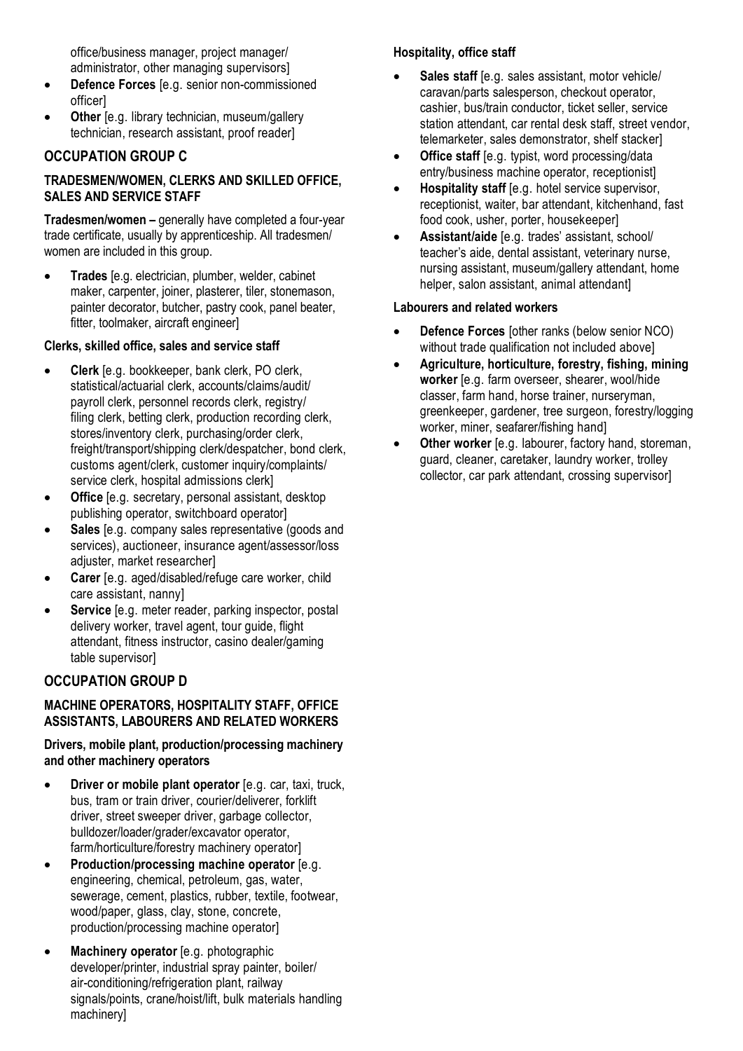office/business manager, project manager/ administrator, other managing supervisors]

- **Defence Forces** [e.g. senior non-commissioned officer]
- **Other** [e.g. library technician, museum/gallery technician, research assistant, proof reader]

## OCCUPATION GROUP C

### TRADESMEN/WOMEN, CLERKS AND SKILLED OFFICE, SALES AND SERVICE STAFF

**Tradesmen/women –** generally have completed a four-year trade certificate, usually by apprenticeship. All tradesmen/ women are included in this group.

- **Trades** [e.g. electrician, plumber, welder, cabinet maker, carpenter, joiner, plasterer, tiler, stonemason, painter decorator, butcher, pastry cook, panel beater, fitter, toolmaker, aircraft engineer]

#### Clerks, skilled office, sales and service staff

- **Clerk** [e.g. bookkeeper, bank clerk, PO clerk, statistical/actuarial clerk, accounts/claims/audit/ payroll clerk, personnel records clerk, registry/ filing clerk, betting clerk, production recording clerk, stores/inventory clerk, purchasing/order clerk, freight/transport/shipping clerk/despatcher, bond clerk, customs agent/clerk, customer inquiry/complaints/ service clerk, hospital admissions clerk]
- **Office** [e.g. secretary, personal assistant, desktop publishing operator, switchboard operator]
- **Sales** [e.g. company sales representative (goods and services), auctioneer, insurance agent/assessor/loss adjuster, market researcher]
- **Carer** [e.g. aged/disabled/refuge care worker, child care assistant, nanny]
- **Service** [e.g. meter reader, parking inspector, postal delivery worker, travel agent, tour guide, flight attendant, fitness instructor, casino dealer/gaming table supervisor]

## OCCUPATION GROUP D

### MACHINE OPERATORS, HOSPITALITY STAFF, OFFICE ASSISTANTS, LABOURERS AND RELATED WORKERS

#### Drivers, mobile plant, production/processing machinery and other machinery operators

- **Driver or mobile plant operator** [e.g. car, taxi, truck, bus, tram or train driver, courier/deliverer, forklift driver, street sweeper driver, garbage collector, bulldozer/loader/grader/excavator operator, farm/horticulture/forestry machinery operator]
- **Production/processing machine operator** [e.g. engineering, chemical, petroleum, gas, water, sewerage, cement, plastics, rubber, textile, footwear, wood/paper, glass, clay, stone, concrete, production/processing machine operator]
- **Machinery operator** [e.g. photographic developer/printer, industrial spray painter, boiler/ air-conditioning/refrigeration plant, railway signals/points, crane/hoist/lift, bulk materials handling machinery]

#### Hospitality, office staff

- **Sales staff** [e.g. sales assistant, motor vehicle/ caravan/parts salesperson, checkout operator, cashier, bus/train conductor, ticket seller, service station attendant, car rental desk staff, street vendor, telemarketer, sales demonstrator, shelf stacker]
- **Office staff** [e.g. typist, word processing/data entry/business machine operator, receptionist]
- **Hospitality staff** [e.g. hotel service supervisor, receptionist, waiter, bar attendant, kitchenhand, fast food cook, usher, porter, housekeeper]
- **Assistant/aide** [e.g. trades' assistant, school/ teacher's aide, dental assistant, veterinary nurse, nursing assistant, museum/gallery attendant, home helper, salon assistant, animal attendant]

#### Labourers and related workers

- **Defence Forces** [other ranks (below senior NCO) without trade qualification not included above]
- **Agriculture, horticulture, forestry, fishing, mining worker** [e.g. farm overseer, shearer, wool/hide classer, farm hand, horse trainer, nurseryman, greenkeeper, gardener, tree surgeon, forestry/logging worker, miner, seafarer/fishing hand]
- **Other worker** [e.g. labourer, factory hand, storeman, guard, cleaner, caretaker, laundry worker, trolley collector, car park attendant, crossing supervisor]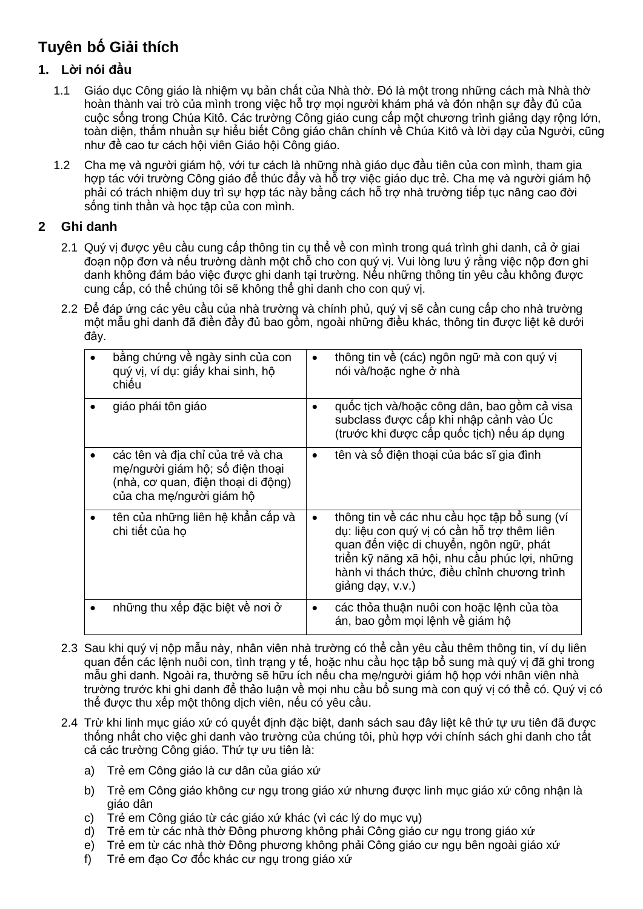# Tuyên bố Giải thích

## 1. Lời nói đầu

1.1 Giáo dục Công giáo là nhiệm vụ bản chất của Nhà thờ. Đó là một trong những cách mà Nhà thờ hoàn thành vai trò của mình trong việc hỗ trợ mọi người khám phá và đón nhận sự đầy đủ của cuộc sống trong Chúa Kitô. Các trường Công giáo cung cấp một chương trình giảng dạy rộng lớn, toàn diện, thấm nhuần sự hiểu biết Công giáo chân chính về Chúa Kitô và lời dạy của Người, cũng như đề cao tư cách hội viên Giáo hội Công giáo.

1.2 Cha mẹ và người giám hộ, với tư cách là những nhà giáo dục đầu tiên của con mình, tham gia hợp tác với trường Công giáo để thúc đẩy và hỗ trợ việc giáo dục trẻ. Cha mẹ và người giám hộ phải có trách nhiệm duy trì sự hợp tác này bằng cách hỗ trợ nhà trường tiếp tục nâng cao đời sống tinh thần và học tập của con mình.

## 2 Ghi danh

2.1 Quý vị được yêu cầu cung cấp thông tin cụ thể về con mình trong quá trình ghi danh, cả ở giai đoạn nộp đơn và nếu trường dành một chỗ cho con quý vị. Vui lòng lưu ý rằng việc nộp đơn ghi danh không đảm bảo việc được ghi danh tại trường. Nếu những thông tin yêu cầu không được cung cấp, có thể chúng tôi sẽ không thể ghi danh cho con quý vị.

2.2 Để đáp ứng các yêu cầu của nhà trường và chính phủ, quý vị sẽ cần cung cấp cho nhà trường một mẫu ghi danh đã điền đầy đủ bao gồm, ngoài những điều khác, thông tin được liệt kê dưới đây.

| | |
|---|---|
| • bằng chứng về ngày sinh của con quý vị, ví dụ: giấy khai sinh, hộ chiếu | • thông tin về (các) ngôn ngữ mà con quý vị nói và/hoặc nghe ở nhà |
| • giáo phái tôn giáo | • quốc tịch và/hoặc công dân, bao gồm cả visa subclass được cấp khi nhập cảnh vào Úc (trước khi được cấp quốc tịch) nếu áp dụng |
| • các tên và địa chỉ của trẻ và cha mẹ/người giám hộ; số điện thoại (nhà, cơ quan, điện thoại di động) của cha mẹ/người giám hộ | • tên và số điện thoại của bác sĩ gia đình |
| • tên của những liên hệ khẩn cấp và chi tiết của họ | • thông tin về các nhu cầu học tập bổ sung (ví dụ: liệu con quý vị có cần hỗ trợ thêm liên quan đến việc di chuyển, ngôn ngữ, phát triển kỹ năng xã hội, nhu cầu phúc lợi, những hành vi thách thức, điều chỉnh chương trình giảng dạy, v.v.) |
| • những thu xếp đặc biệt về nơi ở | • các thỏa thuận nuôi con hoặc lệnh của tòa án, bao gồm mọi lệnh về giám hộ |

2.3 Sau khi quý vị nộp mẫu này, nhân viên nhà trường có thể cần yêu cầu thêm thông tin, ví dụ liên quan đến các lệnh nuôi con, tình trạng y tế, hoặc nhu cầu học tập bổ sung mà quý vị đã ghi trong mẫu ghi danh. Ngoài ra, thường sẽ hữu ích nếu cha mẹ/người giám hộ họp với nhân viên nhà trường trước khi ghi danh để thảo luận về mọi nhu cầu bổ sung mà con quý vị có thể có. Quý vị có thể được thu xếp một thông dịch viên, nếu có yêu cầu.

2.4 Trừ khi linh mục giáo xứ có quyết định đặc biệt, danh sách sau đây liệt kê thứ tự ưu tiên đã được thống nhất cho việc ghi danh vào trường của chúng tôi, phù hợp với chính sách ghi danh cho tất cả các trường Công giáo. Thứ tự ưu tiên là:

a) Trẻ em Công giáo là cư dân của giáo xứ

b) Trẻ em Công giáo không cư ngụ trong giáo xứ nhưng được linh mục giáo xứ công nhận là giáo dân

c) Trẻ em Công giáo từ các giáo xứ khác (vì các lý do mục vụ)

d) Trẻ em từ các nhà thờ Đông phương không phải Công giáo cư ngụ trong giáo xứ

e) Trẻ em từ các nhà thờ Đông phương không phải Công giáo cư ngụ bên ngoài giáo xứ

f) Trẻ em đạo Cơ đốc khác cư ngụ trong giáo xứ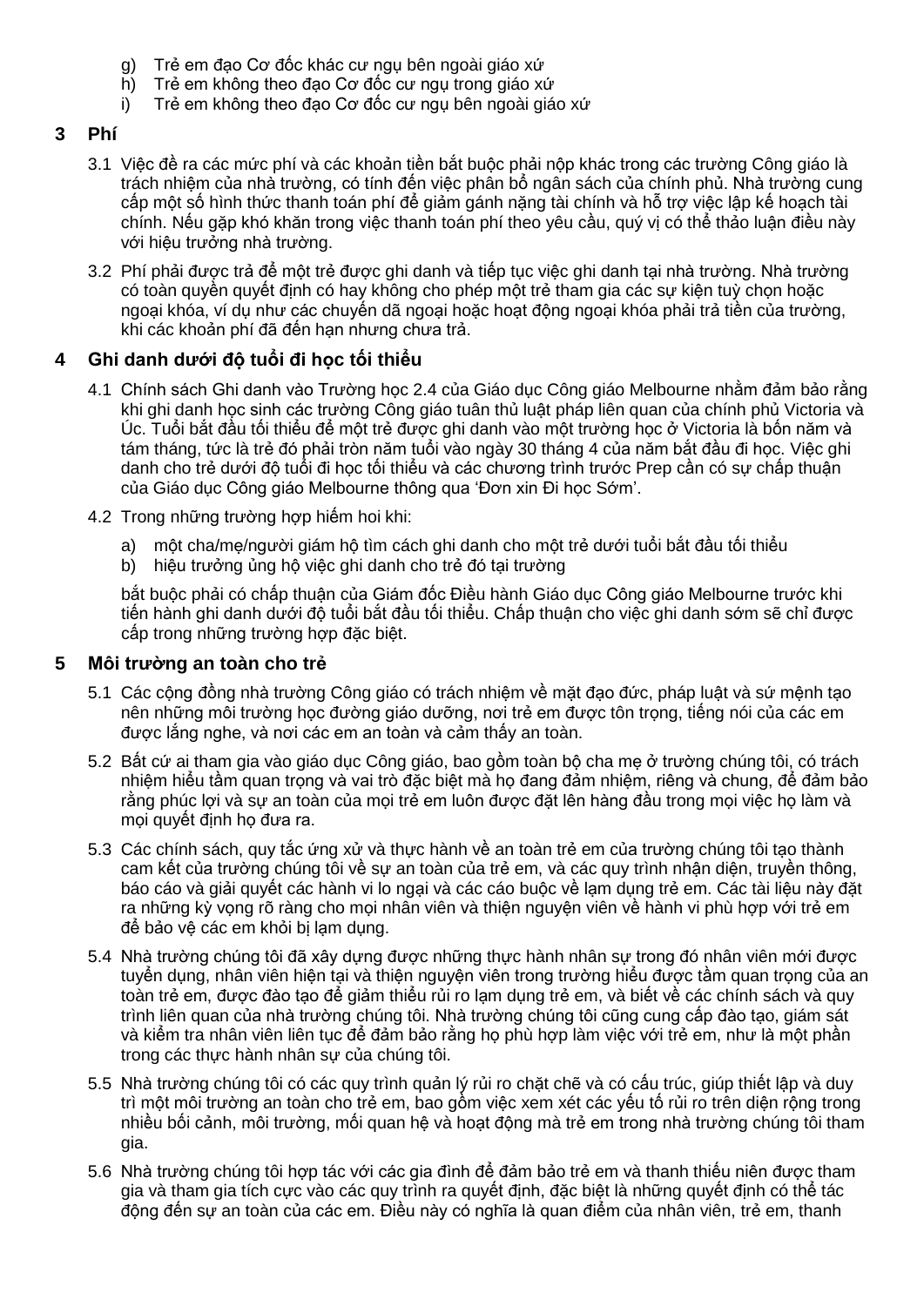g) Trẻ em đạo Cơ đốc khác cư ngụ bên ngoài giáo xứ
h) Trẻ em không theo đạo Cơ đốc cư ngụ trong giáo xứ
i) Trẻ em không theo đạo Cơ đốc cư ngụ bên ngoài giáo xứ

## 3 Phí

3.1 Việc đề ra các mức phí và các khoản tiền bắt buộc phải nộp khác trong các trường Công giáo là trách nhiệm của nhà trường, có tính đến việc phân bổ ngân sách của chính phủ. Nhà trường cung cấp một số hình thức thanh toán phí để giảm gánh nặng tài chính và hỗ trợ việc lập kế hoạch tài chính. Nếu gặp khó khăn trong việc thanh toán phí theo yêu cầu, quý vị có thể thảo luận điều này với hiệu trưởng nhà trường.

3.2 Phí phải được trả để một trẻ được ghi danh và tiếp tục việc ghi danh tại nhà trường. Nhà trường có toàn quyền quyết định có hay không cho phép một trẻ tham gia các sự kiện tuỳ chọn hoặc ngoại khóa, ví dụ như các chuyến dã ngoại hoặc hoạt động ngoại khóa phải trả tiền của trường, khi các khoản phí đã đến hạn nhưng chưa trả.

## 4 Ghi danh dưới độ tuổi đi học tối thiểu

4.1 Chính sách Ghi danh vào Trường học 2.4 của Giáo dục Công giáo Melbourne nhằm đảm bảo rằng khi ghi danh học sinh các trường Công giáo tuân thủ luật pháp liên quan của chính phủ Victoria và Úc. Tuổi bắt đầu tối thiểu để một trẻ được ghi danh vào một trường học ở Victoria là bốn năm và tám tháng, tức là trẻ đó phải tròn năm tuổi vào ngày 30 tháng 4 của năm bắt đầu đi học. Việc ghi danh cho trẻ dưới độ tuổi đi học tối thiểu và các chương trình trước Prep cần có sự chấp thuận của Giáo dục Công giáo Melbourne thông qua 'Đơn xin Đi học Sớm'.

4.2 Trong những trường hợp hiếm hoi khi:

a) một cha/mẹ/người giám hộ tìm cách ghi danh cho một trẻ dưới tuổi bắt đầu tối thiểu
b) hiệu trưởng ủng hộ việc ghi danh cho trẻ đó tại trường

bắt buộc phải có chấp thuận của Giám đốc Điều hành Giáo dục Công giáo Melbourne trước khi tiến hành ghi danh dưới độ tuổi bắt đầu tối thiểu. Chấp thuận cho việc ghi danh sớm sẽ chỉ được cấp trong những trường hợp đặc biệt.

## 5 Môi trường an toàn cho trẻ

5.1 Các cộng đồng nhà trường Công giáo có trách nhiệm về mặt đạo đức, pháp luật và sứ mệnh tạo nên những môi trường học đường giáo dưỡng, nơi trẻ em được tôn trọng, tiếng nói của các em được lắng nghe, và nơi các em an toàn và cảm thấy an toàn.

5.2 Bất cứ ai tham gia vào giáo dục Công giáo, bao gồm toàn bộ cha mẹ ở trường chúng tôi, có trách nhiệm hiểu tầm quan trọng và vai trò đặc biệt mà họ đang đảm nhiệm, riêng và chung, để đảm bảo rằng phúc lợi và sự an toàn của mọi trẻ em luôn được đặt lên hàng đầu trong mọi việc họ làm và mọi quyết định họ đưa ra.

5.3 Các chính sách, quy tắc ứng xử và thực hành về an toàn trẻ em của trường chúng tôi tạo thành cam kết của trường chúng tôi về sự an toàn của trẻ em, và các quy trình nhận diện, truyền thông, báo cáo và giải quyết các hành vi lo ngại và các cáo buộc về lạm dụng trẻ em. Các tài liệu này đặt ra những kỳ vọng rõ ràng cho mọi nhân viên và thiện nguyện viên về hành vi phù hợp với trẻ em để bảo vệ các em khỏi bị lạm dụng.

5.4 Nhà trường chúng tôi đã xây dựng được những thực hành nhân sự trong đó nhân viên mới được tuyển dụng, nhân viên hiện tại và thiện nguyện viên trong trường hiểu được tầm quan trọng của an toàn trẻ em, được đào tạo để giảm thiểu rủi ro lạm dụng trẻ em, và biết về các chính sách và quy trình liên quan của nhà trường chúng tôi. Nhà trường chúng tôi cũng cung cấp đào tạo, giám sát và kiểm tra nhân viên liên tục để đảm bảo rằng họ phù hợp làm việc với trẻ em, như là một phần trong các thực hành nhân sự của chúng tôi.

5.5 Nhà trường chúng tôi có các quy trình quản lý rủi ro chặt chẽ và có cấu trúc, giúp thiết lập và duy trì một môi trường an toàn cho trẻ em, bao gồm việc xem xét các yếu tố rủi ro trên diện rộng trong nhiều bối cảnh, môi trường, mối quan hệ và hoạt động mà trẻ em trong nhà trường chúng tôi tham gia.

5.6 Nhà trường chúng tôi hợp tác với các gia đình để đảm bảo trẻ em và thanh thiếu niên được tham gia và tham gia tích cực vào các quy trình ra quyết định, đặc biệt là những quyết định có thể tác động đến sự an toàn của các em. Điều này có nghĩa là quan điểm của nhân viên, trẻ em, thanh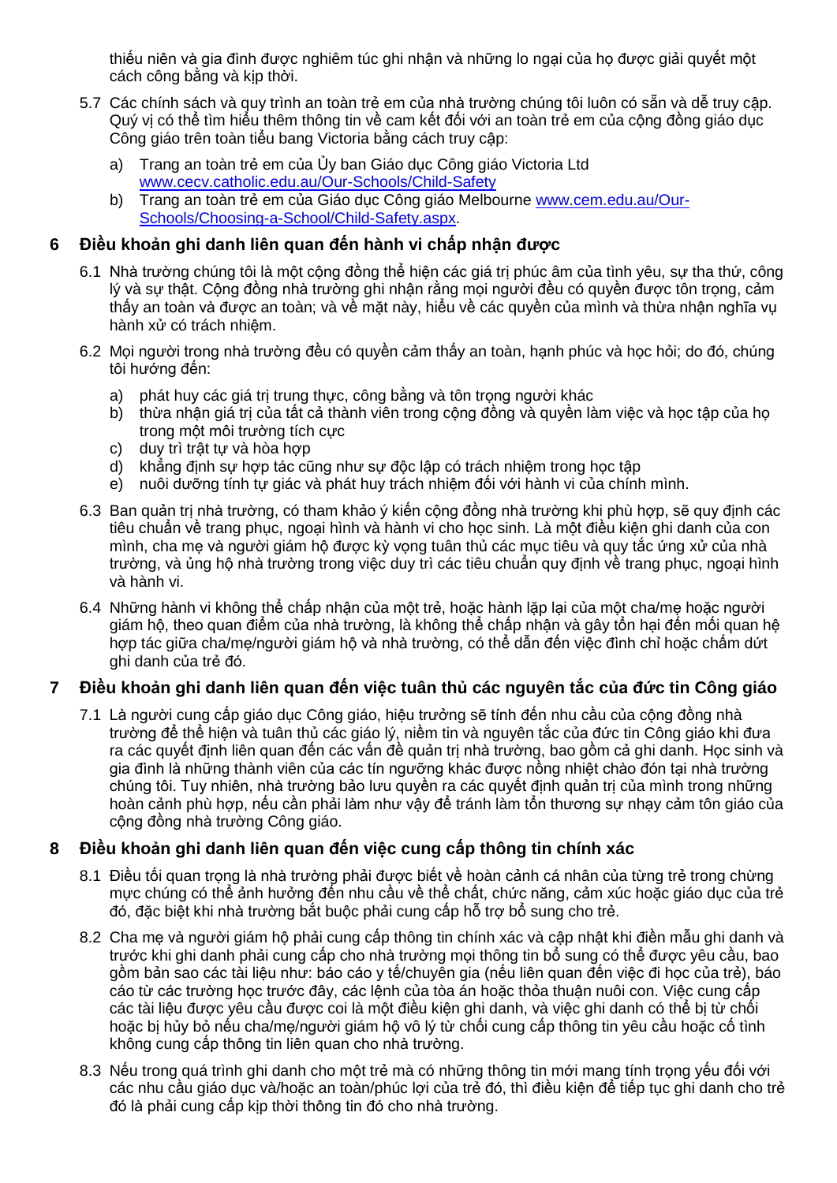thiếu niên và gia đình được nghiêm túc ghi nhận và những lo ngại của họ được giải quyết một cách công bằng và kịp thời.

5.7 Các chính sách và quy trình an toàn trẻ em của nhà trường chúng tôi luôn có sẵn và dễ truy cập. Quý vị có thể tìm hiểu thêm thông tin về cam kết đối với an toàn trẻ em của cộng đồng giáo dục Công giáo trên toàn tiểu bang Victoria bằng cách truy cập:

a) Trang an toàn trẻ em của Ủy ban Giáo dục Công giáo Victoria Ltd www.cecv.catholic.edu.au/Our-Schools/Child-Safety
b) Trang an toàn trẻ em của Giáo dục Công giáo Melbourne www.cem.edu.au/Our-Schools/Choosing-a-School/Child-Safety.aspx.

## 6 Điều khoản ghi danh liên quan đến hành vi chấp nhận được

6.1 Nhà trường chúng tôi là một cộng đồng thể hiện các giá trị phúc âm của tình yêu, sự tha thứ, công lý và sự thật. Cộng đồng nhà trường ghi nhận rằng mọi người đều có quyền được tôn trọng, cảm thấy an toàn và được an toàn; và về mặt này, hiểu về các quyền của mình và thừa nhận nghĩa vụ hành xử có trách nhiệm.

6.2 Mọi người trong nhà trường đều có quyền cảm thấy an toàn, hạnh phúc và học hỏi; do đó, chúng tôi hướng đến:

a) phát huy các giá trị trung thực, công bằng và tôn trọng người khác
b) thừa nhận giá trị của tất cả thành viên trong cộng đồng và quyền làm việc và học tập của họ trong một môi trường tích cực
c) duy trì trật tự và hòa hợp
d) khẳng định sự hợp tác cũng như sự độc lập có trách nhiệm trong học tập
e) nuôi dưỡng tính tự giác và phát huy trách nhiệm đối với hành vi của chính mình.

6.3 Ban quản trị nhà trường, có tham khảo ý kiến cộng đồng nhà trường khi phù hợp, sẽ quy định các tiêu chuẩn về trang phục, ngoại hình và hành vi cho học sinh. Là một điều kiện ghi danh của con mình, cha mẹ và người giám hộ được kỳ vọng tuân thủ các mục tiêu và quy tắc ứng xử của nhà trường, và ủng hộ nhà trường trong việc duy trì các tiêu chuẩn quy định về trang phục, ngoại hình và hành vi.

6.4 Những hành vi không thể chấp nhận của một trẻ, hoặc hành lặp lại của một cha/mẹ hoặc người giám hộ, theo quan điểm của nhà trường, là không thể chấp nhận và gây tổn hại đến mối quan hệ hợp tác giữa cha/mẹ/người giám hộ và nhà trường, có thể dẫn đến việc đình chỉ hoặc chấm dứt ghi danh của trẻ đó.

## 7 Điều khoản ghi danh liên quan đến việc tuân thủ các nguyên tắc của đức tin Công giáo

7.1 Là người cung cấp giáo dục Công giáo, hiệu trưởng sẽ tính đến nhu cầu của cộng đồng nhà trường để thể hiện và tuân thủ các giáo lý, niềm tin và nguyên tắc của đức tin Công giáo khi đưa ra các quyết định liên quan đến các vấn đề quản trị nhà trường, bao gồm cả ghi danh. Học sinh và gia đình là những thành viên của các tín ngưỡng khác được nồng nhiệt chào đón tại nhà trường chúng tôi. Tuy nhiên, nhà trường bảo lưu quyền ra các quyết định quản trị của mình trong những hoàn cảnh phù hợp, nếu cần phải làm như vậy để tránh làm tổn thương sự nhạy cảm tôn giáo của cộng đồng nhà trường Công giáo.

## 8 Điều khoản ghi danh liên quan đến việc cung cấp thông tin chính xác

8.1 Điều tối quan trọng là nhà trường phải được biết về hoàn cảnh cá nhân của từng trẻ trong chừng mực chúng có thể ảnh hưởng đến nhu cầu về thể chất, chức năng, cảm xúc hoặc giáo dục của trẻ đó, đặc biệt khi nhà trường bắt buộc phải cung cấp hỗ trợ bổ sung cho trẻ.

8.2 Cha mẹ và người giám hộ phải cung cấp thông tin chính xác và cập nhật khi điền mẫu ghi danh và trước khi ghi danh phải cung cấp cho nhà trường mọi thông tin bổ sung có thể được yêu cầu, bao gồm bản sao các tài liệu như: báo cáo y tế/chuyên gia (nếu liên quan đến việc đi học của trẻ), báo cáo từ các trường học trước đây, các lệnh của tòa án hoặc thỏa thuận nuôi con. Việc cung cấp các tài liệu được yêu cầu được coi là một điều kiện ghi danh, và việc ghi danh có thể bị từ chối hoặc bị hủy bỏ nếu cha/mẹ/người giám hộ vô lý từ chối cung cấp thông tin yêu cầu hoặc cố tình không cung cấp thông tin liên quan cho nhà trường.

8.3 Nếu trong quá trình ghi danh cho một trẻ mà có những thông tin mới mang tính trọng yếu đối với các nhu cầu giáo dục và/hoặc an toàn/phúc lợi của trẻ đó, thì điều kiện để tiếp tục ghi danh cho trẻ đó là phải cung cấp kịp thời thông tin đó cho nhà trường.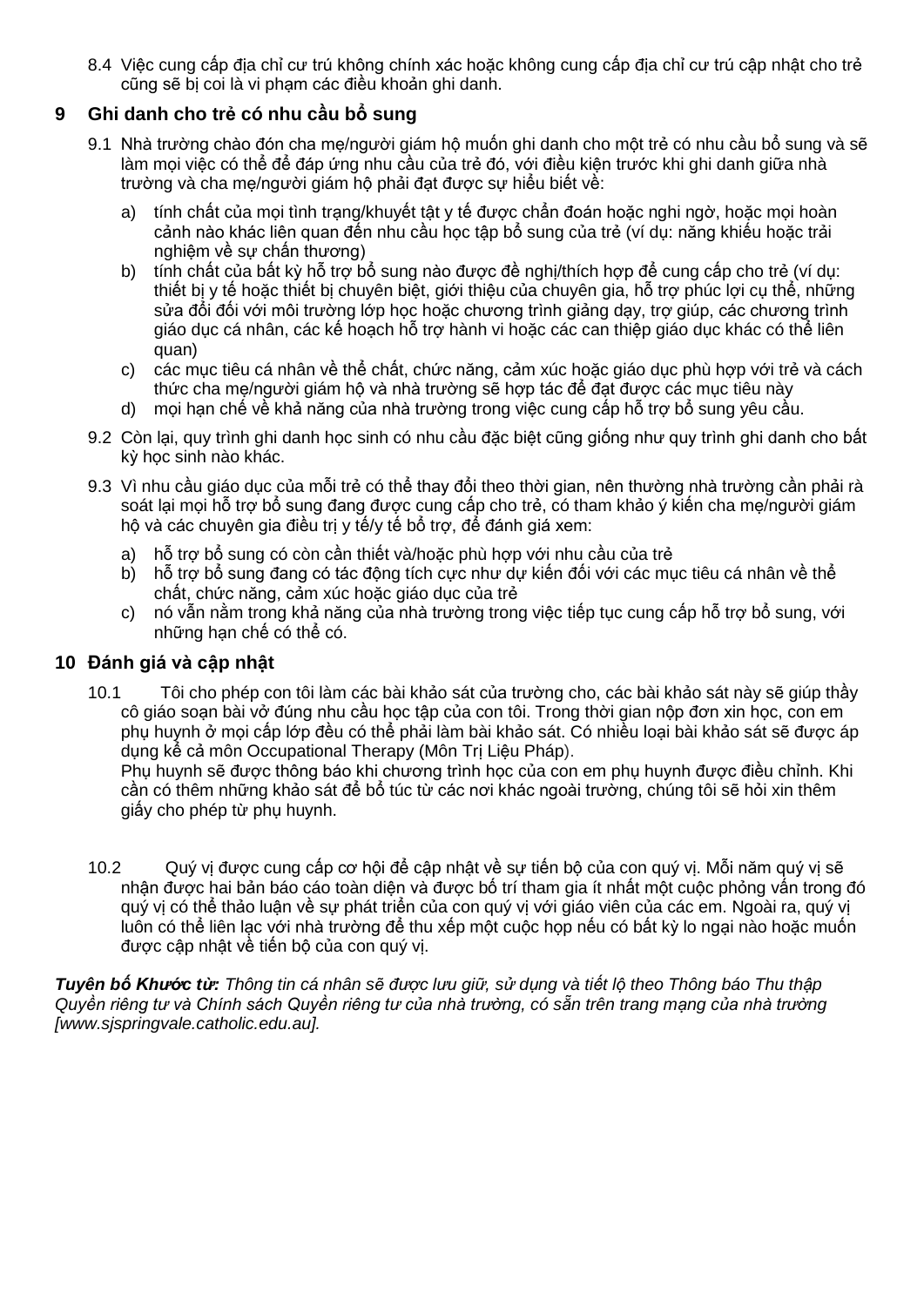8.4 Việc cung cấp địa chỉ cư trú không chính xác hoặc không cung cấp địa chỉ cư trú cập nhật cho trẻ cũng sẽ bị coi là vi phạm các điều khoản ghi danh.

## 9 Ghi danh cho trẻ có nhu cầu bổ sung

9.1 Nhà trường chào đón cha mẹ/người giám hộ muốn ghi danh cho một trẻ có nhu cầu bổ sung và sẽ làm mọi việc có thể để đáp ứng nhu cầu của trẻ đó, với điều kiện trước khi ghi danh giữa nhà trường và cha mẹ/người giám hộ phải đạt được sự hiểu biết về:

a) tính chất của mọi tình trạng/khuyết tật y tế được chẩn đoán hoặc nghi ngờ, hoặc mọi hoàn cảnh nào khác liên quan đến nhu cầu học tập bổ sung của trẻ (ví dụ: năng khiếu hoặc trải nghiệm về sự chấn thương)
b) tính chất của bất kỳ hỗ trợ bổ sung nào được đề nghị/thích hợp để cung cấp cho trẻ (ví dụ: thiết bị y tế hoặc thiết bị chuyên biệt, giới thiệu của chuyên gia, hỗ trợ phúc lợi cụ thể, những sửa đổi đối với môi trường lớp học hoặc chương trình giảng dạy, trợ giúp, các chương trình giáo dục cá nhân, các kế hoạch hỗ trợ hành vi hoặc các can thiệp giáo dục khác có thể liên quan)
c) các mục tiêu cá nhân về thể chất, chức năng, cảm xúc hoặc giáo dục phù hợp với trẻ và cách thức cha mẹ/người giám hộ và nhà trường sẽ hợp tác để đạt được các mục tiêu này
d) mọi hạn chế về khả năng của nhà trường trong việc cung cấp hỗ trợ bổ sung yêu cầu.

9.2 Còn lại, quy trình ghi danh học sinh có nhu cầu đặc biệt cũng giống như quy trình ghi danh cho bất kỳ học sinh nào khác.

9.3 Vì nhu cầu giáo dục của mỗi trẻ có thể thay đổi theo thời gian, nên thường nhà trường cần phải rà soát lại mọi hỗ trợ bổ sung đang được cung cấp cho trẻ, có tham khảo ý kiến cha mẹ/người giám hộ và các chuyên gia điều trị y tế/y tế bổ trợ, để đánh giá xem:

a) hỗ trợ bổ sung có còn cần thiết và/hoặc phù hợp với nhu cầu của trẻ
b) hỗ trợ bổ sung đang có tác động tích cực như dự kiến đối với các mục tiêu cá nhân về thể chất, chức năng, cảm xúc hoặc giáo dục của trẻ
c) nó vẫn nằm trong khả năng của nhà trường trong việc tiếp tục cung cấp hỗ trợ bổ sung, với những hạn chế có thể có.

## 10 Đánh giá và cập nhật

10.1 Tôi cho phép con tôi làm các bài khảo sát của trường cho, các bài khảo sát này sẽ giúp thầy cô giáo soạn bài vở đúng nhu cầu học tập của con tôi. Trong thời gian nộp đơn xin học, con em phụ huynh ở mọi cấp lớp đều có thể phải làm bài khảo sát. Có nhiều loại bài khảo sát sẽ được áp dụng kể cả môn Occupational Therapy (Môn Trị Liệu Pháp).
Phụ huynh sẽ được thông báo khi chương trình học của con em phụ huynh được điều chỉnh. Khi cần có thêm những khảo sát để bổ túc từ các nơi khác ngoài trường, chúng tôi sẽ hỏi xin thêm giấy cho phép từ phụ huynh.

10.2 Quý vị được cung cấp cơ hội để cập nhật về sự tiến bộ của con quý vị. Mỗi năm quý vị sẽ nhận được hai bản báo cáo toàn diện và được bố trí tham gia ít nhất một cuộc phỏng vấn trong đó quý vị có thể thảo luận về sự phát triển của con quý vị với giáo viên của các em. Ngoài ra, quý vị luôn có thể liên lạc với nhà trường để thu xếp một cuộc họp nếu có bất kỳ lo ngại nào hoặc muốn được cập nhật về tiến bộ của con quý vị.

***Tuyên bố Khước từ:*** *Thông tin cá nhân sẽ được lưu giữ, sử dụng và tiết lộ theo Thông báo Thu thập Quyền riêng tư và Chính sách Quyền riêng tư của nhà trường, có sẵn trên trang mạng của nhà trường [www.sjspringvale.catholic.edu.au].*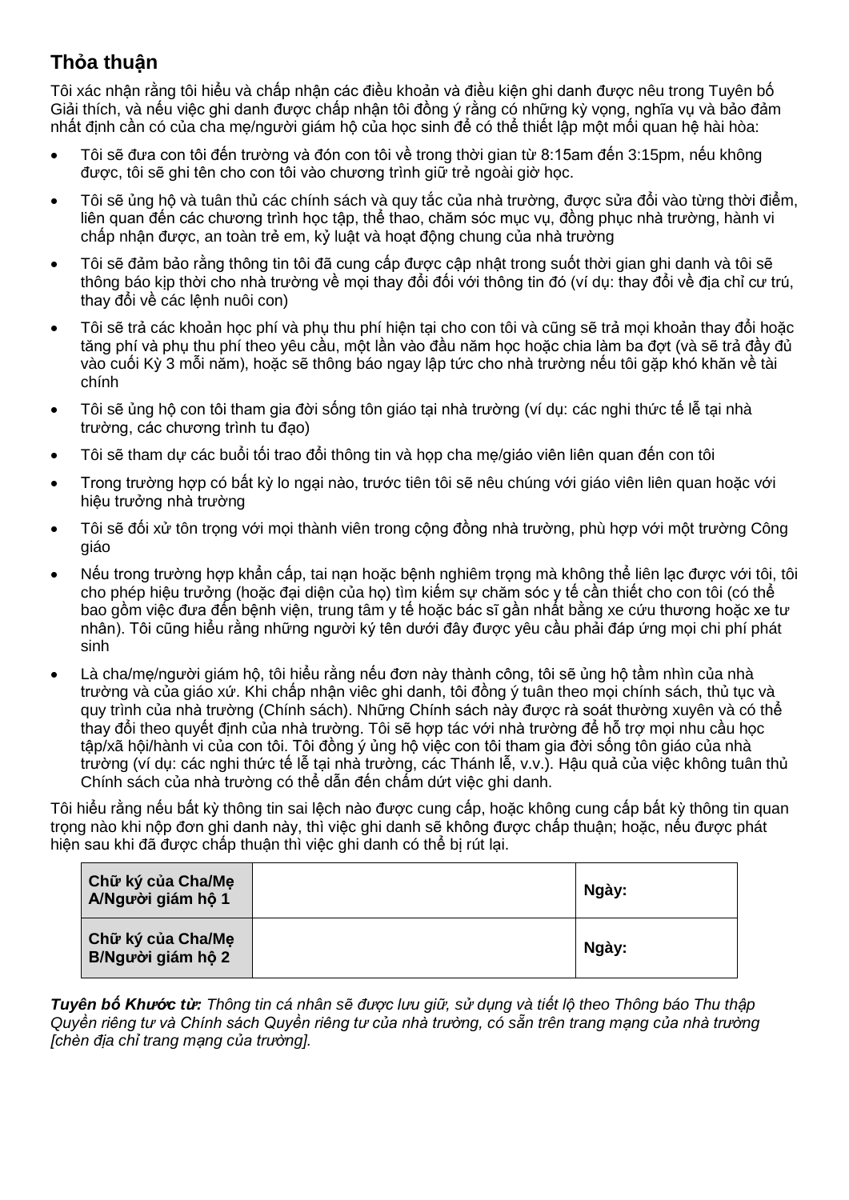## Thỏa thuận

Tôi xác nhận rằng tôi hiểu và chấp nhận các điều khoản và điều kiện ghi danh được nêu trong Tuyên bố Giải thích, và nếu việc ghi danh được chấp nhận tôi đồng ý rằng có những kỳ vọng, nghĩa vụ và bảo đảm nhất định cần có của cha mẹ/người giám hộ của học sinh để có thể thiết lập một mối quan hệ hài hòa:

- Tôi sẽ đưa con tôi đến trường và đón con tôi về trong thời gian từ 8:15am đến 3:15pm, nếu không được, tôi sẽ ghi tên cho con tôi vào chương trình giữ trẻ ngoài giờ học.
- Tôi sẽ ủng hộ và tuân thủ các chính sách và quy tắc của nhà trường, được sửa đổi vào từng thời điểm, liên quan đến các chương trình học tập, thể thao, chăm sóc mục vụ, đồng phục nhà trường, hành vi chấp nhận được, an toàn trẻ em, kỷ luật và hoạt động chung của nhà trường
- Tôi sẽ đảm bảo rằng thông tin tôi đã cung cấp được cập nhật trong suốt thời gian ghi danh và tôi sẽ thông báo kịp thời cho nhà trường về mọi thay đổi đối với thông tin đó (ví dụ: thay đổi về địa chỉ cư trú, thay đổi về các lệnh nuôi con)
- Tôi sẽ trả các khoản học phí và phụ thu phí hiện tại cho con tôi và cũng sẽ trả mọi khoản thay đổi hoặc tăng phí và phụ thu phí theo yêu cầu, một lần vào đầu năm học hoặc chia làm ba đợt (và sẽ trả đầy đủ vào cuối Kỳ 3 mỗi năm), hoặc sẽ thông báo ngay lập tức cho nhà trường nếu tôi gặp khó khăn về tài chính
- Tôi sẽ ủng hộ con tôi tham gia đời sống tôn giáo tại nhà trường (ví dụ: các nghi thức tế lễ tại nhà trường, các chương trình tu đạo)
- Tôi sẽ tham dự các buổi tối trao đổi thông tin và họp cha mẹ/giáo viên liên quan đến con tôi
- Trong trường hợp có bất kỳ lo ngại nào, trước tiên tôi sẽ nêu chúng với giáo viên liên quan hoặc với hiệu trưởng nhà trường
- Tôi sẽ đối xử tôn trọng với mọi thành viên trong cộng đồng nhà trường, phù hợp với một trường Công giáo
- Nếu trong trường hợp khẩn cấp, tai nạn hoặc bệnh nghiêm trọng mà không thể liên lạc được với tôi, tôi cho phép hiệu trưởng (hoặc đại diện của họ) tìm kiếm sự chăm sóc y tế cần thiết cho con tôi (có thể bao gồm việc đưa đến bệnh viện, trung tâm y tế hoặc bác sĩ gần nhất bằng xe cứu thương hoặc xe tư nhân). Tôi cũng hiểu rằng những người ký tên dưới đây được yêu cầu phải đáp ứng mọi chi phí phát sinh
- Là cha/mẹ/người giám hộ, tôi hiểu rằng nếu đơn này thành công, tôi sẽ ủng hộ tầm nhìn của nhà trường và của giáo xứ. Khi chấp nhận việc ghi danh, tôi đồng ý tuân theo mọi chính sách, thủ tục và quy trình của nhà trường (Chính sách). Những Chính sách này được rà soát thường xuyên và có thể thay đổi theo quyết định của nhà trường. Tôi sẽ hợp tác với nhà trường để hỗ trợ mọi nhu cầu học tập/xã hội/hành vi của con tôi. Tôi đồng ý ủng hộ việc con tôi tham gia đời sống tôn giáo của nhà trường (ví dụ: các nghi thức tế lễ tại nhà trường, các Thánh lễ, v.v.). Hậu quả của việc không tuân thủ Chính sách của nhà trường có thể dẫn đến chấm dứt việc ghi danh.

Tôi hiểu rằng nếu bất kỳ thông tin sai lệch nào được cung cấp, hoặc không cung cấp bất kỳ thông tin quan trọng nào khi nộp đơn ghi danh này, thì việc ghi danh sẽ không được chấp thuận; hoặc, nếu được phát hiện sau khi đã được chấp thuận thì việc ghi danh có thể bị rút lại.

| | | |
|---|---|---|
| **Chữ ký của Cha/Mẹ A/Người giám hộ 1** | | **Ngày:** |
| **Chữ ký của Cha/Mẹ B/Người giám hộ 2** | | **Ngày:** |

***Tuyên bố Khước từ:*** *Thông tin cá nhân sẽ được lưu giữ, sử dụng và tiết lộ theo Thông báo Thu thập Quyền riêng tư và Chính sách Quyền riêng tư của nhà trường, có sẵn trên trang mạng của nhà trường [chèn địa chỉ trang mạng của trường].*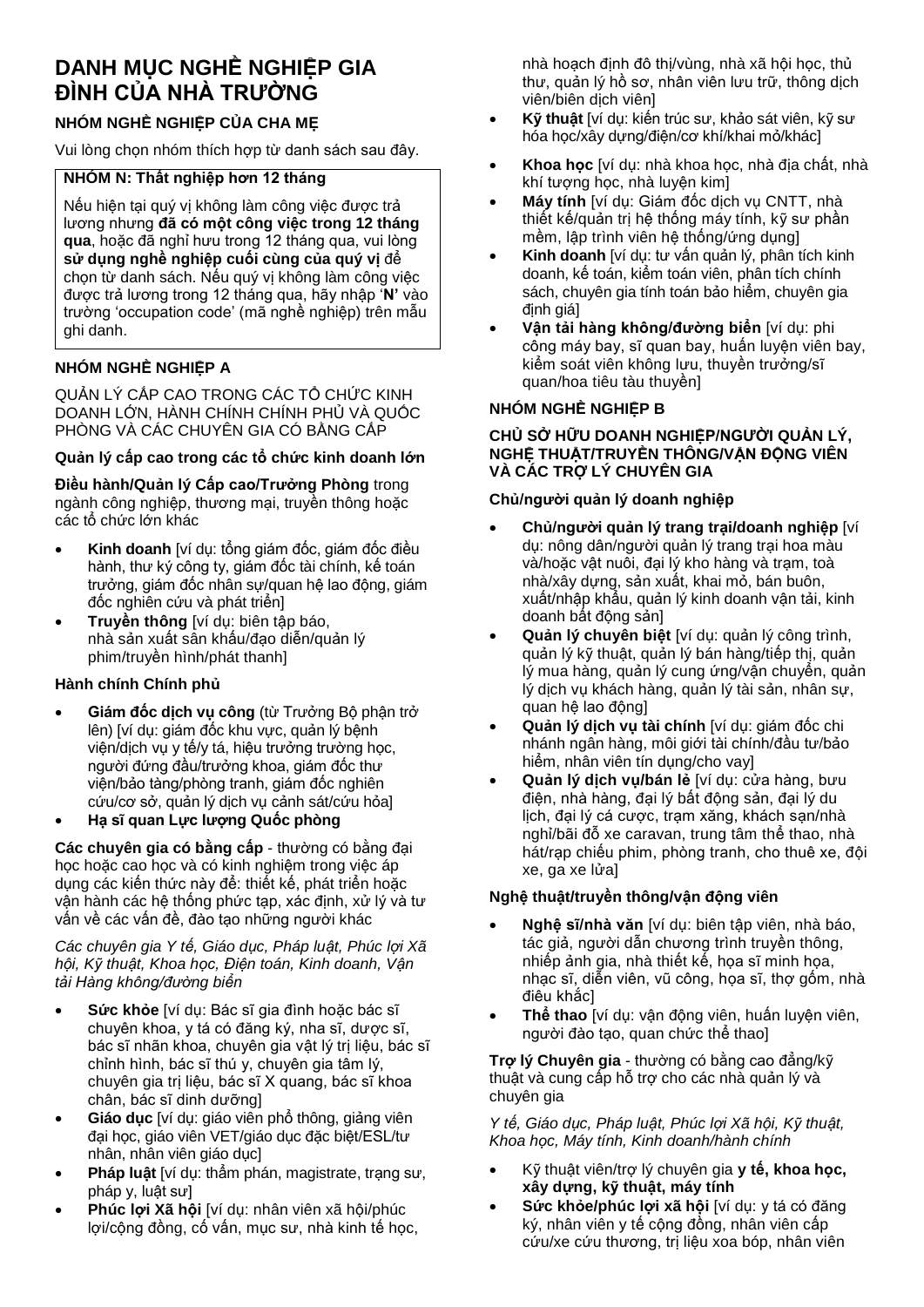# DANH MỤC NGHỀ NGHIỆP GIA ĐÌNH CỦA NHÀ TRƯỜNG

## NHÓM NGHỀ NGHIỆP CỦA CHA MẸ

Vui lòng chọn nhóm thích hợp từ danh sách sau đây.

**NHÓM N: Thất nghiệp hơn 12 tháng**

Nếu hiện tại quý vị không làm công việc được trả lương nhưng **đã có một công việc trong 12 tháng qua**, hoặc đã nghỉ hưu trong 12 tháng qua, vui lòng **sử dụng nghề nghiệp cuối cùng của quý vị** để chọn từ danh sách. Nếu quý vị không làm công việc được trả lương trong 12 tháng qua, hãy nhập '**N**' vào trường 'occupation code' (mã nghề nghiệp) trên mẫu ghi danh.

## NHÓM NGHỀ NGHIỆP A

QUẢN LÝ CẤP CAO TRONG CÁC TỔ CHỨC KINH DOANH LỚN, HÀNH CHÍNH CHÍNH PHỦ VÀ QUỐC PHÒNG VÀ CÁC CHUYÊN GIA CÓ BẰNG CẤP

**Quản lý cấp cao trong các tổ chức kinh doanh lớn**

**Điều hành/Quản lý Cấp cao/Trưởng Phòng** trong ngành công nghiệp, thương mại, truyền thông hoặc các tổ chức lớn khác

- **Kinh doanh** [ví dụ: tổng giám đốc, giám đốc điều hành, thư ký công ty, giám đốc tài chính, kế toán trưởng, giám đốc nhân sự/quan hệ lao động, giám đốc nghiên cứu và phát triển]
- **Truyền thông** [ví dụ: biên tập báo, nhà sản xuất sân khấu/đạo diễn/quản lý phim/truyền hình/phát thanh]

**Hành chính Chính phủ**

- **Giám đốc dịch vụ công** (từ Trưởng Bộ phận trở lên) [ví dụ: giám đốc khu vực, quản lý bệnh viện/dịch vụ y tế/y tá, hiệu trưởng trường học, người đứng đầu/trưởng khoa, giám đốc thư viện/bảo tàng/phòng tranh, giám đốc nghiên cứu/cơ sở, quản lý dịch vụ cảnh sát/cứu hỏa]
- **Hạ sĩ quan Lực lượng Quốc phòng**

**Các chuyên gia có bằng cấp** - thường có bằng đại học hoặc cao học và có kinh nghiệm trong việc áp dụng các kiến thức này để: thiết kế, phát triển hoặc vận hành các hệ thống phức tạp, xác định, xử lý và tư vấn về các vấn đề, đào tạo những người khác

*Các chuyên gia Y tế, Giáo dục, Pháp luật, Phúc lợi Xã hội, Kỹ thuật, Khoa học, Điện toán, Kinh doanh, Vận tải Hàng không/đường biển*

- **Sức khỏe** [ví dụ: Bác sĩ gia đình hoặc bác sĩ chuyên khoa, y tá có đăng ký, nha sĩ, dược sĩ, bác sĩ nhãn khoa, chuyên gia vật lý trị liệu, bác sĩ chỉnh hình, bác sĩ thú y, chuyên gia tâm lý, chuyên gia trị liệu, bác sĩ X quang, bác sĩ khoa chân, bác sĩ dinh dưỡng]
- **Giáo dục** [ví dụ: giáo viên phổ thông, giảng viên đại học, giáo viên VET/giáo dục đặc biệt/ESL/tư nhân, nhân viên giáo dục]
- **Pháp luật** [ví dụ: thẩm phán, magistrate, trạng sư, pháp y, luật sư]
- **Phúc lợi Xã hội** [ví dụ: nhân viên xã hội/phúc lợi/cộng đồng, cố vấn, mục sư, nhà kinh tế học, nhà hoạch định đô thị/vùng, nhà xã hội học, thủ thư, quản lý hồ sơ, nhân viên lưu trữ, thông dịch viên/biên dịch viên]
- **Kỹ thuật** [ví dụ: kiến trúc sư, khảo sát viên, kỹ sư hóa học/xây dựng/điện/cơ khí/khai mỏ/khác]
- **Khoa học** [ví dụ: nhà khoa học, nhà địa chất, nhà khí tượng học, nhà luyện kim]
- **Máy tính** [ví dụ: Giám đốc dịch vụ CNTT, nhà thiết kế/quản trị hệ thống máy tính, kỹ sư phần mềm, lập trình viên hệ thống/ứng dụng]
- **Kinh doanh** [ví dụ: tư vấn quản lý, phân tích kinh doanh, kế toán, kiểm toán viên, phân tích chính sách, chuyên gia tính toán bảo hiểm, chuyên gia định giá]
- **Vận tải hàng không/đường biển** [ví dụ: phi công máy bay, sĩ quan bay, huấn luyện viên bay, kiểm soát viên không lưu, thuyền trưởng/sĩ quan/hoa tiêu tàu thuyền]

## NHÓM NGHỀ NGHIỆP B

**CHỦ SỞ HỮU DOANH NGHIỆP/NGƯỜI QUẢN LÝ, NGHỆ THUẬT/TRUYỀN THÔNG/VẬN ĐỘNG VIÊN VÀ CÁC TRỢ LÝ CHUYÊN GIA**

**Chủ/người quản lý doanh nghiệp**

- **Chủ/người quản lý trang trại/doanh nghiệp** [ví dụ: nông dân/người quản lý trang trại hoa màu và/hoặc vật nuôi, đại lý kho hàng và trạm, toà nhà/xây dựng, sản xuất, khai mỏ, bán buôn, xuất/nhập khẩu, quản lý kinh doanh vận tải, kinh doanh bất động sản]
- **Quản lý chuyên biệt** [ví dụ: quản lý công trình, quản lý kỹ thuật, quản lý bán hàng/tiếp thị, quản lý mua hàng, quản lý cung ứng/vận chuyển, quản lý dịch vụ khách hàng, quản lý tài sản, nhân sự, quan hệ lao động]
- **Quản lý dịch vụ tài chính** [ví dụ: giám đốc chi nhánh ngân hàng, môi giới tài chính/đầu tư/bảo hiểm, nhân viên tín dụng/cho vay]
- **Quản lý dịch vụ/bán lẻ** [ví dụ: cửa hàng, bưu điện, nhà hàng, đại lý bất động sản, đại lý du lịch, đại lý cá cược, trạm xăng, khách sạn/nhà nghỉ/bãi đỗ xe caravan, trung tâm thể thao, nhà hát/rạp chiếu phim, phòng tranh, cho thuê xe, đội xe, ga xe lửa]

**Nghệ thuật/truyền thông/vận động viên**

- **Nghệ sĩ/nhà văn** [ví dụ: biên tập viên, nhà báo, tác giả, người dẫn chương trình truyền thông, nhiếp ảnh gia, nhà thiết kế, họa sĩ minh họa, nhạc sĩ, diễn viên, vũ công, họa sĩ, thợ gốm, nhà điêu khắc]
- **Thể thao** [ví dụ: vận động viên, huấn luyện viên, người đào tạo, quan chức thể thao]

**Trợ lý Chuyên gia** - thường có bằng cao đẳng/kỹ thuật và cung cấp hỗ trợ cho các nhà quản lý và chuyên gia

*Y tế, Giáo dục, Pháp luật, Phúc lợi Xã hội, Kỹ thuật, Khoa học, Máy tính, Kinh doanh/hành chính*

- Kỹ thuật viên/trợ lý chuyên gia **y tế, khoa học, xây dựng, kỹ thuật, máy tính**
- **Sức khỏe/phúc lợi xã hội** [ví dụ: y tá có đăng ký, nhân viên y tế cộng đồng, nhân viên cấp cứu/xe cứu thương, trị liệu xoa bóp, nhân viên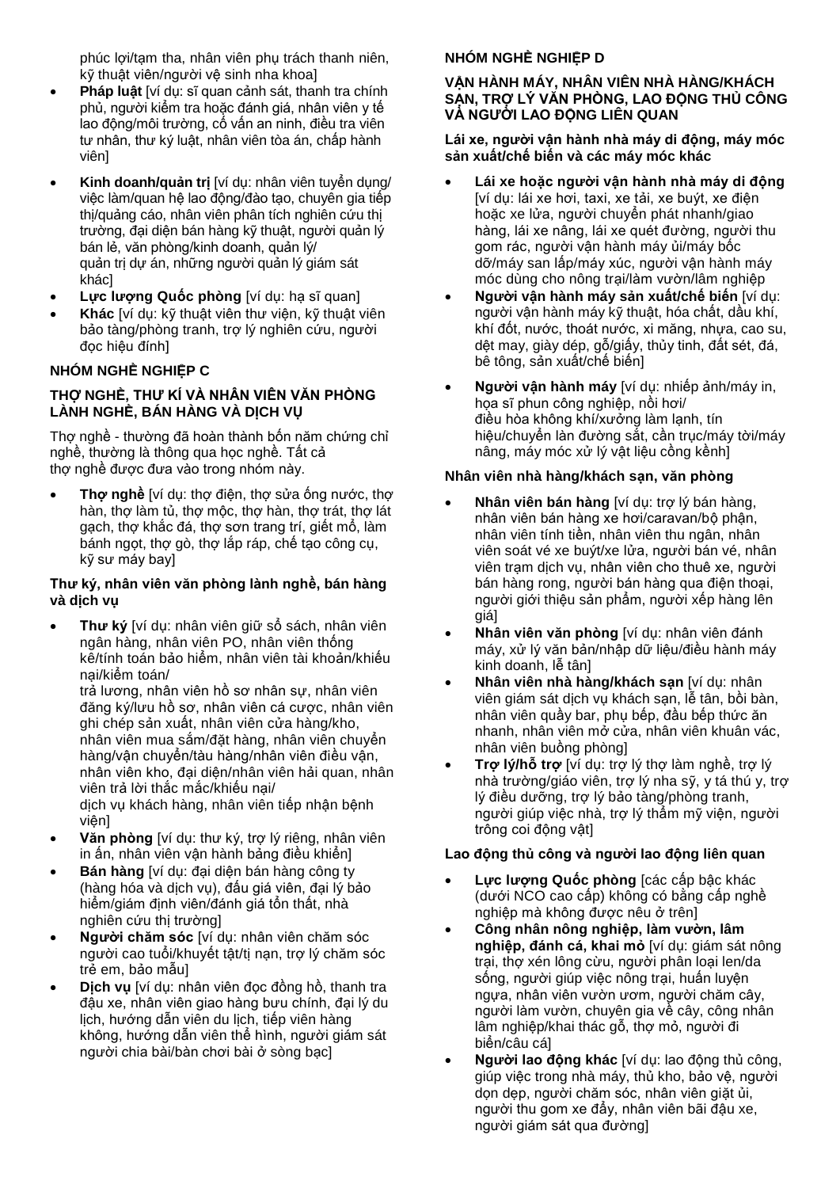phúc lợi/tạm tha, nhân viên phụ trách thanh niên, kỹ thuật viên/người vệ sinh nha khoa]

- **Pháp luật** [ví dụ: sĩ quan cảnh sát, thanh tra chính phủ, người kiểm tra hoặc đánh giá, nhân viên y tế lao động/môi trường, cố vấn an ninh, điều tra viên tư nhân, thư ký luật, nhân viên tòa án, chấp hành viên]
- **Kinh doanh/quản trị** [ví dụ: nhân viên tuyển dụng/việc làm/quan hệ lao động/đào tạo, chuyên gia tiếp thị/quảng cáo, nhân viên phân tích nghiên cứu thị trường, đại diện bán hàng kỹ thuật, người quản lý bán lẻ, văn phòng/kinh doanh, quản lý/quản trị dự án, những người quản lý giám sát khác]
- **Lực lượng Quốc phòng** [ví dụ: hạ sĩ quan]
- **Khác** [ví dụ: kỹ thuật viên thư viện, kỹ thuật viên bảo tàng/phòng tranh, trợ lý nghiên cứu, người đọc hiệu đính]

**NHÓM NGHỀ NGHIỆP C**

**THỢ NGHỀ, THƯ KÍ VÀ NHÂN VIÊN VĂN PHÒNG LÀNH NGHỀ, BÁN HÀNG VÀ DỊCH VỤ**

Thợ nghề - thường đã hoàn thành bốn năm chứng chỉ nghề, thường là thông qua học nghề. Tất cả thợ nghề được đưa vào trong nhóm này.

- **Thợ nghề** [ví dụ: thợ điện, thợ sửa ống nước, thợ hàn, thợ làm tủ, thợ mộc, thợ hàn, thợ trát, thợ lát gạch, thợ khắc đá, thợ sơn trang trí, giết mổ, làm bánh ngọt, thợ gò, thợ lắp ráp, chế tạo công cụ, kỹ sư máy bay]

**Thư ký, nhân viên văn phòng lành nghề, bán hàng và dịch vụ**

- **Thư ký** [ví dụ: nhân viên giữ sổ sách, nhân viên ngân hàng, nhân viên PO, nhân viên thống kê/tính toán bảo hiểm, nhân viên tài khoản/khiếu nại/kiểm toán/trả lương, nhân viên hồ sơ nhân sự, nhân viên đăng ký/lưu hồ sơ, nhân viên cá cược, nhân viên ghi chép sản xuất, nhân viên cửa hàng/kho, nhân viên mua sắm/đặt hàng, nhân viên chuyển hàng/vận chuyển/tàu hàng/nhân viên điều vận, nhân viên kho, đại diện/nhân viên hải quan, nhân viên trả lời thắc mắc/khiếu nại/dịch vụ khách hàng, nhân viên tiếp nhận bệnh viện]
- **Văn phòng** [ví dụ: thư ký, trợ lý riêng, nhân viên in ấn, nhân viên vận hành bảng điều khiển]
- **Bán hàng** [ví dụ: đại diện bán hàng công ty (hàng hóa và dịch vụ), đấu giá viên, đại lý bảo hiểm/giám định viên/đánh giá tổn thất, nhà nghiên cứu thị trường]
- **Người chăm sóc** [ví dụ: nhân viên chăm sóc người cao tuổi/khuyết tật/tị nạn, trợ lý chăm sóc trẻ em, bảo mẫu]
- **Dịch vụ** [ví dụ: nhân viên đọc đồng hồ, thanh tra đậu xe, nhân viên giao hàng bưu chính, đại lý du lịch, hướng dẫn viên du lịch, tiếp viên hàng không, hướng dẫn viên thể hình, người giám sát người chia bài/bàn chơi bài ở sòng bạc]

**NHÓM NGHỀ NGHIỆP D**

**VẬN HÀNH MÁY, NHÂN VIÊN NHÀ HÀNG/KHÁCH SẠN, TRỢ LÝ VĂN PHÒNG, LAO ĐỘNG THỦ CÔNG VÀ NGƯỜI LAO ĐỘNG LIÊN QUAN**

**Lái xe, người vận hành nhà máy di động, máy móc sản xuất/chế biến và các máy móc khác**

- **Lái xe hoặc người vận hành nhà máy di động** [ví dụ: lái xe hơi, taxi, xe tải, xe buýt, xe điện hoặc xe lửa, người chuyển phát nhanh/giao hàng, lái xe nâng, lái xe quét đường, người thu gom rác, người vận hành máy ủi/máy bốc dỡ/máy san lấp/máy xúc, người vận hành máy móc dùng cho nông trại/làm vườn/lâm nghiệp
- **Người vận hành máy sản xuất/chế biến** [ví dụ: người vận hành máy kỹ thuật, hóa chất, dầu khí, khí đốt, nước, thoát nước, xi măng, nhựa, cao su, dệt may, giày dép, gỗ/giấy, thủy tinh, đất sét, đá, bê tông, sản xuất/chế biến]
- **Người vận hành máy** [ví dụ: nhiếp ảnh/máy in, họa sĩ phun công nghiệp, nồi hơi/điều hòa không khí/xưởng làm lạnh, tín hiệu/chuyển làn đường sắt, cần trục/máy tời/máy nâng, máy móc xử lý vật liệu cồng kềnh]

**Nhân viên nhà hàng/khách sạn, văn phòng**

- **Nhân viên bán hàng** [ví dụ: trợ lý bán hàng, nhân viên bán hàng xe hơi/caravan/bộ phận, nhân viên tính tiền, nhân viên thu ngân, nhân viên soát vé xe buýt/xe lửa, người bán vé, nhân viên trạm dịch vụ, nhân viên cho thuê xe, người bán hàng rong, người bán hàng qua điện thoại, người giới thiệu sản phẩm, người xếp hàng lên giá]
- **Nhân viên văn phòng** [ví dụ: nhân viên đánh máy, xử lý văn bản/nhập dữ liệu/điều hành máy kinh doanh, lễ tân]
- **Nhân viên nhà hàng/khách sạn** [ví dụ: nhân viên giám sát dịch vụ khách sạn, lễ tân, bồi bàn, nhân viên quầy bar, phụ bếp, đầu bếp thức ăn nhanh, nhân viên mở cửa, nhân viên khuân vác, nhân viên buồng phòng]
- **Trợ lý/hỗ trợ** [ví dụ: trợ lý thợ làm nghề, trợ lý nhà trường/giáo viên, trợ lý nha sỹ, y tá thú y, trợ lý điều dưỡng, trợ lý bảo tàng/phòng tranh, người giúp việc nhà, trợ lý thẩm mỹ viện, người trông coi động vật]

**Lao động thủ công và người lao động liên quan**

- **Lực lượng Quốc phòng** [các cấp bậc khác (dưới NCO cao cấp) không có bằng cấp nghề nghiệp mà không được nêu ở trên]
- **Công nhân nông nghiệp, làm vườn, lâm nghiệp, đánh cá, khai mỏ** [ví dụ: giám sát nông trại, thợ xén lông cừu, người phân loại len/da sống, người giúp việc nông trại, huấn luyện ngựa, nhân viên vườn ươm, người chăm cây, người làm vườn, chuyên gia về cây, công nhân lâm nghiệp/khai thác gỗ, thợ mỏ, người đi biển/câu cá]
- **Người lao động khác** [ví dụ: lao động thủ công, giúp việc trong nhà máy, thủ kho, bảo vệ, người dọn dẹp, người chăm sóc, nhân viên giặt ủi, người thu gom xe đẩy, nhân viên bãi đậu xe, người giám sát qua đường]